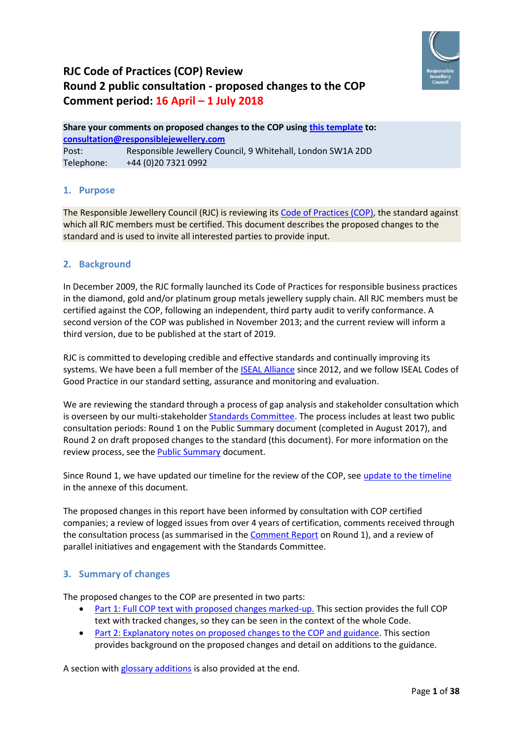# RJC Code of Practices (COP) Review
# Round 2 public consultation - proposed changes to the COP
# Comment period: 16 April – 1 July 2018

**Share your comments on proposed changes to the COP using this template to:**
**consultation@responsiblejewellery.com**

Post: Responsible Jewellery Council, 9 Whitehall, London SW1A 2DD
Telephone: +44 (0)20 7321 0992

## 1. Purpose

The Responsible Jewellery Council (RJC) is reviewing its Code of Practices (COP), the standard against which all RJC members must be certified. This document describes the proposed changes to the standard and is used to invite all interested parties to provide input.

## 2. Background

In December 2009, the RJC formally launched its Code of Practices for responsible business practices in the diamond, gold and/or platinum group metals jewellery supply chain. All RJC members must be certified against the COP, following an independent, third party audit to verify conformance. A second version of the COP was published in November 2013; and the current review will inform a third version, due to be published at the start of 2019.

RJC is committed to developing credible and effective standards and continually improving its systems. We have been a full member of the ISEAL Alliance since 2012, and we follow ISEAL Codes of Good Practice in our standard setting, assurance and monitoring and evaluation.

We are reviewing the standard through a process of gap analysis and stakeholder consultation which is overseen by our multi-stakeholder Standards Committee. The process includes at least two public consultation periods: Round 1 on the Public Summary document (completed in August 2017), and Round 2 on draft proposed changes to the standard (this document). For more information on the review process, see the Public Summary document.

Since Round 1, we have updated our timeline for the review of the COP, see update to the timeline in the annexe of this document.

The proposed changes in this report have been informed by consultation with COP certified companies; a review of logged issues from over 4 years of certification, comments received through the consultation process (as summarised in the Comment Report on Round 1), and a review of parallel initiatives and engagement with the Standards Committee.

## 3. Summary of changes

The proposed changes to the COP are presented in two parts:

- Part 1: Full COP text with proposed changes marked-up. This section provides the full COP text with tracked changes, so they can be seen in the context of the whole Code.
- Part 2: Explanatory notes on proposed changes to the COP and guidance. This section provides background on the proposed changes and detail on additions to the guidance.

A section with glossary additions is also provided at the end.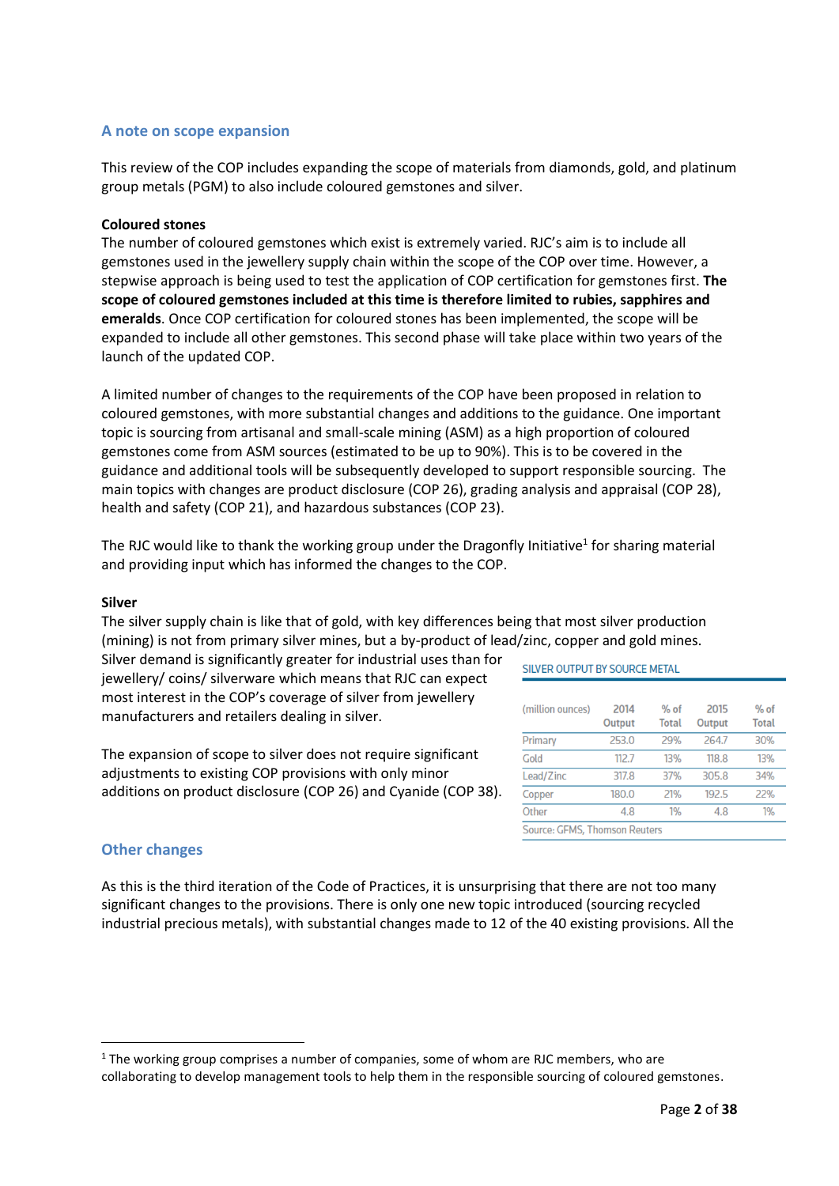## A note on scope expansion

This review of the COP includes expanding the scope of materials from diamonds, gold, and platinum group metals (PGM) to also include coloured gemstones and silver.

**Coloured stones**

The number of coloured gemstones which exist is extremely varied. RJC's aim is to include all gemstones used in the jewellery supply chain within the scope of the COP over time. However, a stepwise approach is being used to test the application of COP certification for gemstones first. **The scope of coloured gemstones included at this time is therefore limited to rubies, sapphires and emeralds**. Once COP certification for coloured stones has been implemented, the scope will be expanded to include all other gemstones. This second phase will take place within two years of the launch of the updated COP.

A limited number of changes to the requirements of the COP have been proposed in relation to coloured gemstones, with more substantial changes and additions to the guidance. One important topic is sourcing from artisanal and small-scale mining (ASM) as a high proportion of coloured gemstones come from ASM sources (estimated to be up to 90%). This is to be covered in the guidance and additional tools will be subsequently developed to support responsible sourcing. The main topics with changes are product disclosure (COP 26), grading analysis and appraisal (COP 28), health and safety (COP 21), and hazardous substances (COP 23).

The RJC would like to thank the working group under the Dragonfly Initiative[1] for sharing material and providing input which has informed the changes to the COP.

**Silver**

The silver supply chain is like that of gold, with key differences being that most silver production (mining) is not from primary silver mines, but a by-product of lead/zinc, copper and gold mines. Silver demand is significantly greater for industrial uses than for jewellery/ coins/ silverware which means that RJC can expect most interest in the COP's coverage of silver from jewellery manufacturers and retailers dealing in silver.

The expansion of scope to silver does not require significant adjustments to existing COP provisions with only minor additions on product disclosure (COP 26) and Cyanide (COP 38).

SILVER OUTPUT BY SOURCE METAL

| (million ounces) | 2014 Output | % of Total | 2015 Output | % of Total |
|---|---|---|---|---|
| Primary | 253.0 | 29% | 264.7 | 30% |
| Gold | 112.7 | 13% | 118.8 | 13% |
| Lead/Zinc | 317.8 | 37% | 305.8 | 34% |
| Copper | 180.0 | 21% | 192.5 | 22% |
| Other | 4.8 | 1% | 4.8 | 1% |

Source: GFMS, Thomson Reuters

## Other changes

As this is the third iteration of the Code of Practices, it is unsurprising that there are not too many significant changes to the provisions. There is only one new topic introduced (sourcing recycled industrial precious metals), with substantial changes made to 12 of the 40 existing provisions. All the

---

[1] The working group comprises a number of companies, some of whom are RJC members, who are collaborating to develop management tools to help them in the responsible sourcing of coloured gemstones.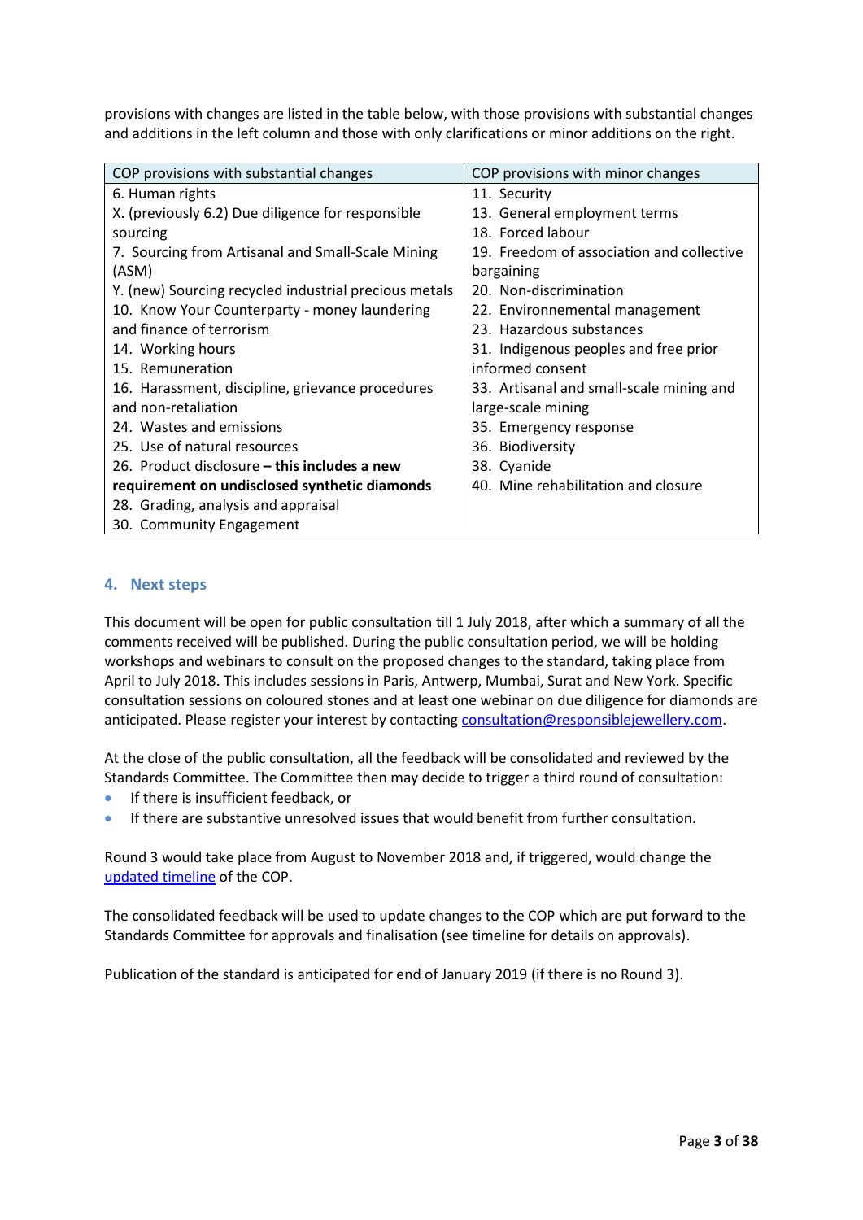provisions with changes are listed in the table below, with those provisions with substantial changes and additions in the left column and those with only clarifications or minor additions on the right.

| COP provisions with substantial changes | COP provisions with minor changes |
|---|---|
| 6. Human rights | 11. Security |
| X. (previously 6.2) Due diligence for responsible sourcing | 13. General employment terms |
| 7. Sourcing from Artisanal and Small-Scale Mining (ASM) | 18. Forced labour |
| Y. (new) Sourcing recycled industrial precious metals | 19. Freedom of association and collective bargaining |
| 10. Know Your Counterparty - money laundering and finance of terrorism | 20. Non-discrimination |
| 14. Working hours | 22. Environnemental management |
| 15. Remuneration | 23. Hazardous substances |
| 16. Harassment, discipline, grievance procedures and non-retaliation | 31. Indigenous peoples and free prior informed consent |
| 24. Wastes and emissions | 33. Artisanal and small-scale mining and large-scale mining |
| 25. Use of natural resources | 35. Emergency response |
| 26. Product disclosure **– this includes a new requirement on undisclosed synthetic diamonds** | 36. Biodiversity |
| 28. Grading, analysis and appraisal | 38. Cyanide |
| 30. Community Engagement | 40. Mine rehabilitation and closure |

## 4. Next steps

This document will be open for public consultation till 1 July 2018, after which a summary of all the comments received will be published. During the public consultation period, we will be holding workshops and webinars to consult on the proposed changes to the standard, taking place from April to July 2018. This includes sessions in Paris, Antwerp, Mumbai, Surat and New York. Specific consultation sessions on coloured stones and at least one webinar on due diligence for diamonds are anticipated. Please register your interest by contacting consultation@responsiblejewellery.com.

At the close of the public consultation, all the feedback will be consolidated and reviewed by the Standards Committee. The Committee then may decide to trigger a third round of consultation:

- If there is insufficient feedback, or
- If there are substantive unresolved issues that would benefit from further consultation.

Round 3 would take place from August to November 2018 and, if triggered, would change the updated timeline of the COP.

The consolidated feedback will be used to update changes to the COP which are put forward to the Standards Committee for approvals and finalisation (see timeline for details on approvals).

Publication of the standard is anticipated for end of January 2019 (if there is no Round 3).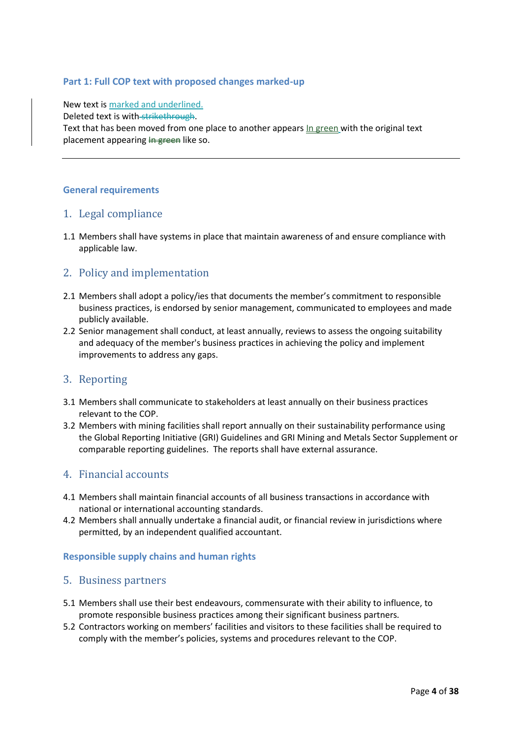### Part 1: Full COP text with proposed changes marked-up

New text is <u>marked and underlined.</u>
Deleted text is with ~~strikethrough~~.
Text that has been moved from one place to another appears <u>In green</u> with the original text placement appearing ~~In green~~ like so.

---

### General requirements

## 1. Legal compliance

1.1 Members shall have systems in place that maintain awareness of and ensure compliance with applicable law.

## 2. Policy and implementation

2.1 Members shall adopt a policy/ies that documents the member's commitment to responsible business practices, is endorsed by senior management, communicated to employees and made publicly available.

2.2 Senior management shall conduct, at least annually, reviews to assess the ongoing suitability and adequacy of the member's business practices in achieving the policy and implement improvements to address any gaps.

## 3. Reporting

3.1 Members shall communicate to stakeholders at least annually on their business practices relevant to the COP.

3.2 Members with mining facilities shall report annually on their sustainability performance using the Global Reporting Initiative (GRI) Guidelines and GRI Mining and Metals Sector Supplement or comparable reporting guidelines. The reports shall have external assurance.

## 4. Financial accounts

4.1 Members shall maintain financial accounts of all business transactions in accordance with national or international accounting standards.

4.2 Members shall annually undertake a financial audit, or financial review in jurisdictions where permitted, by an independent qualified accountant.

### Responsible supply chains and human rights

## 5. Business partners

5.1 Members shall use their best endeavours, commensurate with their ability to influence, to promote responsible business practices among their significant business partners.

5.2 Contractors working on members' facilities and visitors to these facilities shall be required to comply with the member's policies, systems and procedures relevant to the COP.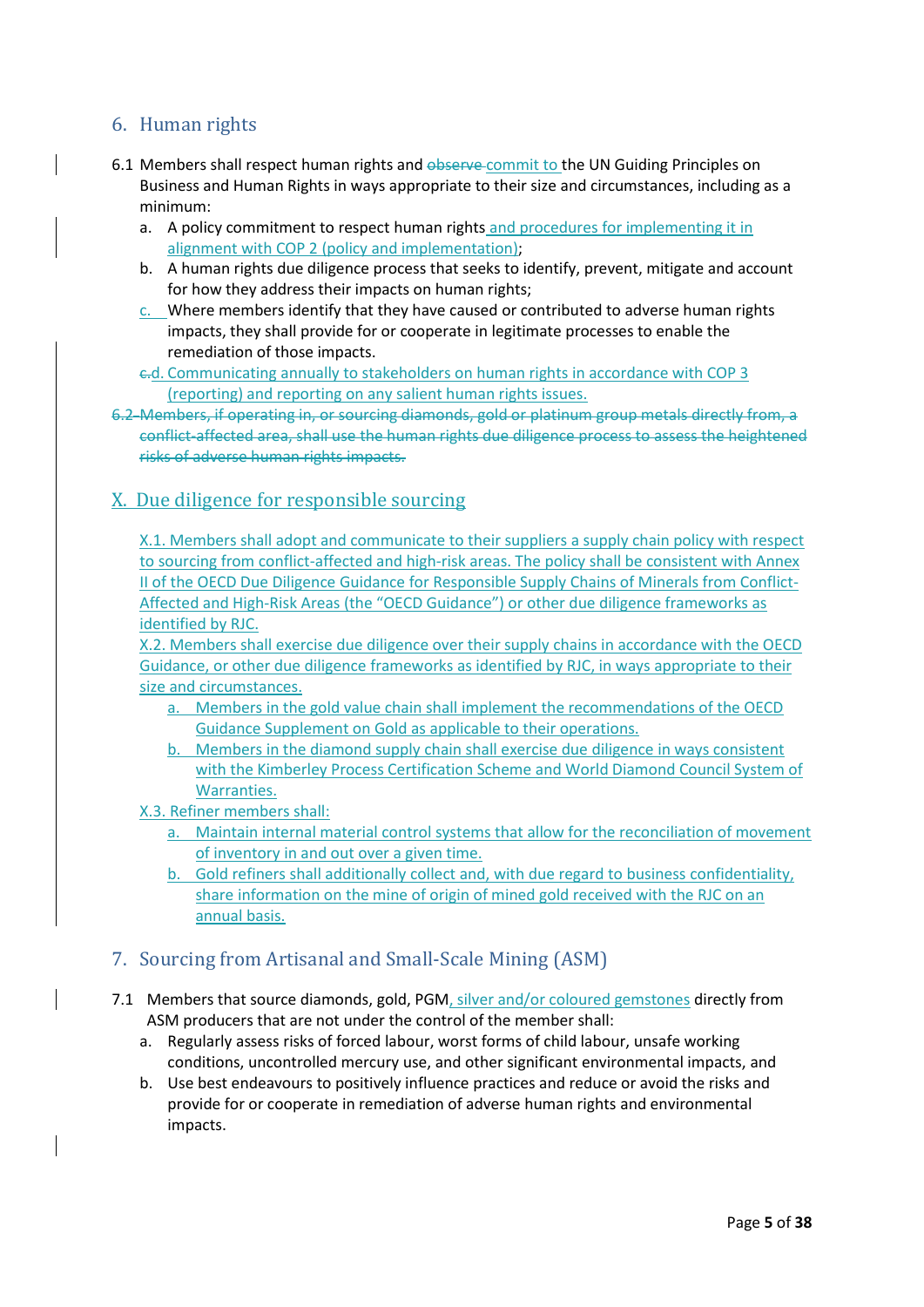## 6. Human rights

6.1 Members shall respect human rights and ~~observe~~ commit to the UN Guiding Principles on Business and Human Rights in ways appropriate to their size and circumstances, including as a minimum:

a. A policy commitment to respect human rights and procedures for implementing it in alignment with COP 2 (policy and implementation);

b. A human rights due diligence process that seeks to identify, prevent, mitigate and account for how they address their impacts on human rights;

c. Where members identify that they have caused or contributed to adverse human rights impacts, they shall provide for or cooperate in legitimate processes to enable the remediation of those impacts.

~~c.~~d. Communicating annually to stakeholders on human rights in accordance with COP 3 (reporting) and reporting on any salient human rights issues.

~~6.2 Members, if operating in, or sourcing diamonds, gold or platinum group metals directly from, a conflict-affected area, shall use the human rights due diligence process to assess the heightened risks of adverse human rights impacts.~~

## X. Due diligence for responsible sourcing

X.1. Members shall adopt and communicate to their suppliers a supply chain policy with respect to sourcing from conflict-affected and high-risk areas. The policy shall be consistent with Annex II of the OECD Due Diligence Guidance for Responsible Supply Chains of Minerals from Conflict-Affected and High-Risk Areas (the "OECD Guidance") or other due diligence frameworks as identified by RJC.

X.2. Members shall exercise due diligence over their supply chains in accordance with the OECD Guidance, or other due diligence frameworks as identified by RJC, in ways appropriate to their size and circumstances.

a. Members in the gold value chain shall implement the recommendations of the OECD Guidance Supplement on Gold as applicable to their operations.

b. Members in the diamond supply chain shall exercise due diligence in ways consistent with the Kimberley Process Certification Scheme and World Diamond Council System of Warranties.

X.3. Refiner members shall:

a. Maintain internal material control systems that allow for the reconciliation of movement of inventory in and out over a given time.

b. Gold refiners shall additionally collect and, with due regard to business confidentiality, share information on the mine of origin of mined gold received with the RJC on an annual basis.

## 7. Sourcing from Artisanal and Small-Scale Mining (ASM)

7.1 Members that source diamonds, gold, PGM, silver and/or coloured gemstones directly from ASM producers that are not under the control of the member shall:

a. Regularly assess risks of forced labour, worst forms of child labour, unsafe working conditions, uncontrolled mercury use, and other significant environmental impacts, and

b. Use best endeavours to positively influence practices and reduce or avoid the risks and provide for or cooperate in remediation of adverse human rights and environmental impacts.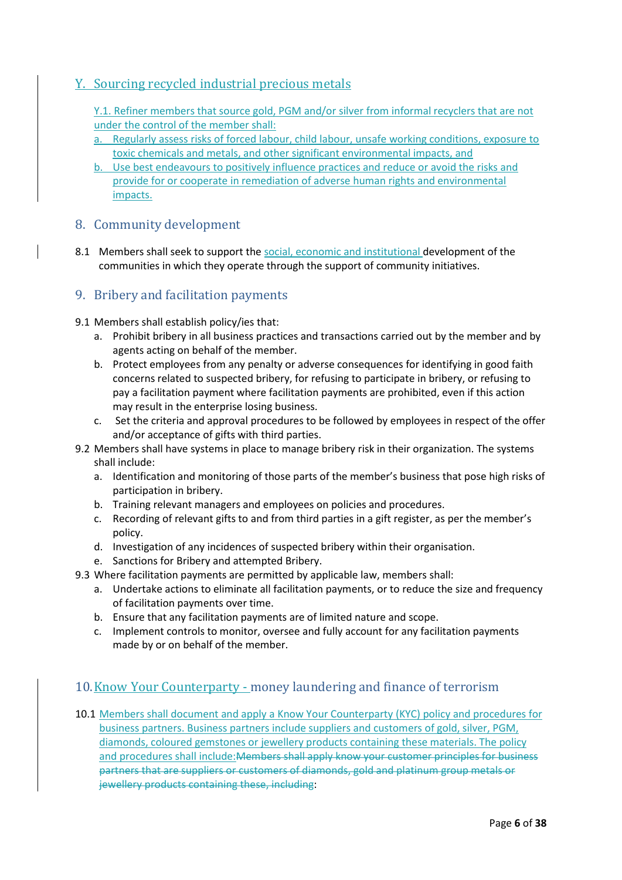## Y. Sourcing recycled industrial precious metals

Y.1. Refiner members that source gold, PGM and/or silver from informal recyclers that are not under the control of the member shall:

a. Regularly assess risks of forced labour, child labour, unsafe working conditions, exposure to toxic chemicals and metals, and other significant environmental impacts, and
b. Use best endeavours to positively influence practices and reduce or avoid the risks and provide for or cooperate in remediation of adverse human rights and environmental impacts.

## 8. Community development

8.1 Members shall seek to support the social, economic and institutional development of the communities in which they operate through the support of community initiatives.

## 9. Bribery and facilitation payments

9.1 Members shall establish policy/ies that:

a. Prohibit bribery in all business practices and transactions carried out by the member and by agents acting on behalf of the member.
b. Protect employees from any penalty or adverse consequences for identifying in good faith concerns related to suspected bribery, for refusing to participate in bribery, or refusing to pay a facilitation payment where facilitation payments are prohibited, even if this action may result in the enterprise losing business.
c. Set the criteria and approval procedures to be followed by employees in respect of the offer and/or acceptance of gifts with third parties.

9.2 Members shall have systems in place to manage bribery risk in their organization. The systems shall include:

a. Identification and monitoring of those parts of the member's business that pose high risks of participation in bribery.
b. Training relevant managers and employees on policies and procedures.
c. Recording of relevant gifts to and from third parties in a gift register, as per the member's policy.
d. Investigation of any incidences of suspected bribery within their organisation.
e. Sanctions for Bribery and attempted Bribery.

9.3 Where facilitation payments are permitted by applicable law, members shall:

a. Undertake actions to eliminate all facilitation payments, or to reduce the size and frequency of facilitation payments over time.
b. Ensure that any facilitation payments are of limited nature and scope.
c. Implement controls to monitor, oversee and fully account for any facilitation payments made by or on behalf of the member.

## 10. Know Your Counterparty - money laundering and finance of terrorism

10.1 Members shall document and apply a Know Your Counterparty (KYC) policy and procedures for business partners. Business partners include suppliers and customers of gold, silver, PGM, diamonds, coloured gemstones or jewellery products containing these materials. The policy and procedures shall include:~~Members shall apply know your customer principles for business partners that are suppliers or customers of diamonds, gold and platinum group metals or jewellery products containing these, including~~: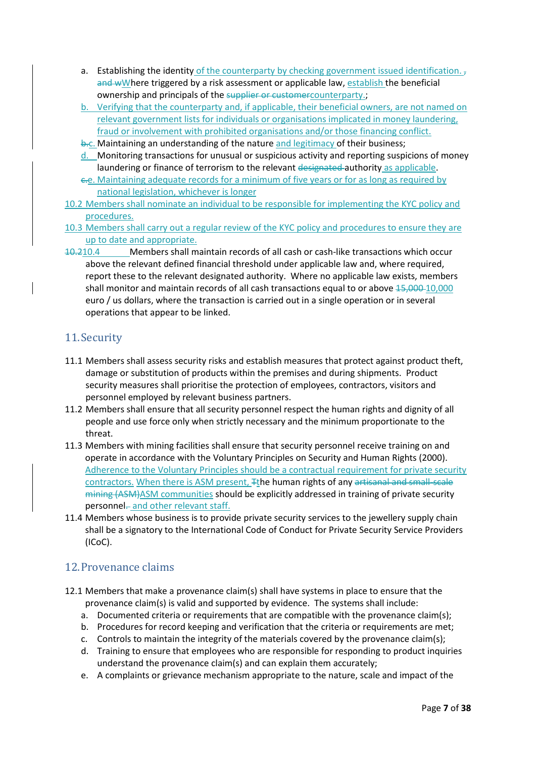a. Establishing the identity of the counterparty by checking government issued identification. , and wWhere triggered by a risk assessment or applicable law, establish the beneficial ownership and principals of the supplier or customercounterparty.;
b. Verifying that the counterparty and, if applicable, their beneficial owners, are not named on relevant government lists for individuals or organisations implicated in money laundering, fraud or involvement with prohibited organisations and/or those financing conflict.
b.c. Maintaining an understanding of the nature and legitimacy of their business;
d. Monitoring transactions for unusual or suspicious activity and reporting suspicions of money laundering or finance of terrorism to the relevant designated authority as applicable.
c.e. Maintaining adequate records for a minimum of five years or for as long as required by national legislation, whichever is longer

10.2 Members shall nominate an individual to be responsible for implementing the KYC policy and procedures.

10.3 Members shall carry out a regular review of the KYC policy and procedures to ensure they are up to date and appropriate.

10.210.4 Members shall maintain records of all cash or cash-like transactions which occur above the relevant defined financial threshold under applicable law and, where required, report these to the relevant designated authority. Where no applicable law exists, members shall monitor and maintain records of all cash transactions equal to or above 15,000 10,000 euro / us dollars, where the transaction is carried out in a single operation or in several operations that appear to be linked.

## 11. Security

11.1 Members shall assess security risks and establish measures that protect against product theft, damage or substitution of products within the premises and during shipments. Product security measures shall prioritise the protection of employees, contractors, visitors and personnel employed by relevant business partners.

11.2 Members shall ensure that all security personnel respect the human rights and dignity of all people and use force only when strictly necessary and the minimum proportionate to the threat.

11.3 Members with mining facilities shall ensure that security personnel receive training on and operate in accordance with the Voluntary Principles on Security and Human Rights (2000). Adherence to the Voluntary Principles should be a contractual requirement for private security contractors. When there is ASM present, Tthe human rights of any artisanal and small-scale mining (ASM)ASM communities should be explicitly addressed in training of private security personnel. and other relevant staff.

11.4 Members whose business is to provide private security services to the jewellery supply chain shall be a signatory to the International Code of Conduct for Private Security Service Providers (ICoC).

## 12. Provenance claims

12.1 Members that make a provenance claim(s) shall have systems in place to ensure that the provenance claim(s) is valid and supported by evidence. The systems shall include:

a. Documented criteria or requirements that are compatible with the provenance claim(s);
b. Procedures for record keeping and verification that the criteria or requirements are met;
c. Controls to maintain the integrity of the materials covered by the provenance claim(s);
d. Training to ensure that employees who are responsible for responding to product inquiries understand the provenance claim(s) and can explain them accurately;
e. A complaints or grievance mechanism appropriate to the nature, scale and impact of the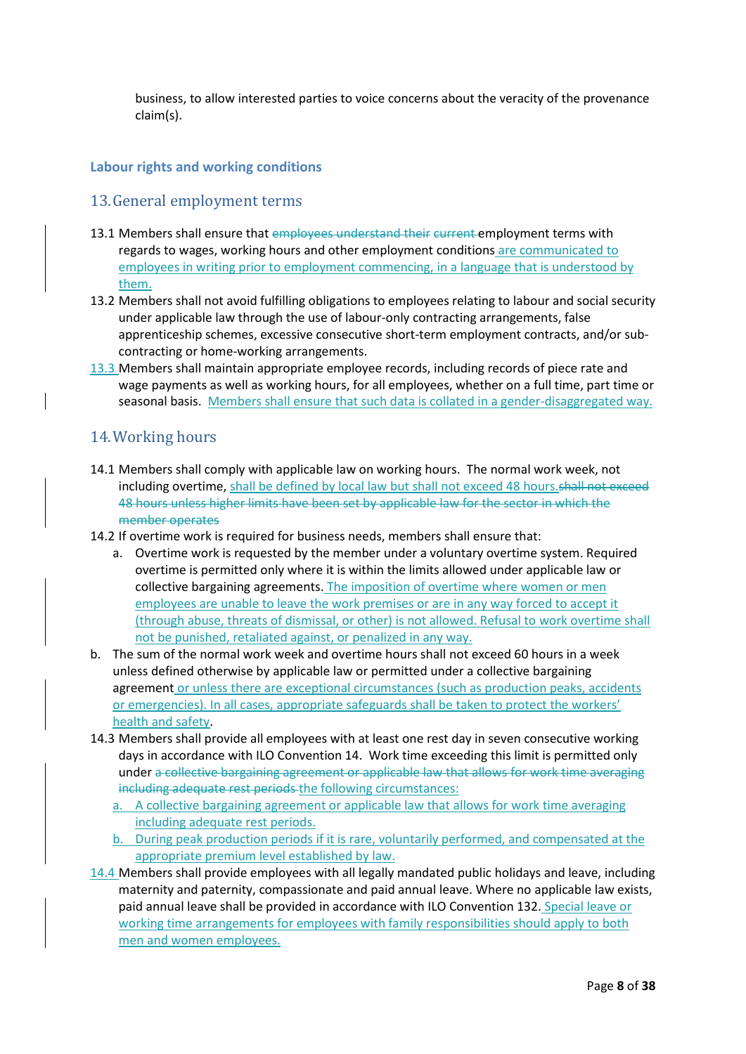business, to allow interested parties to voice concerns about the veracity of the provenance claim(s).

### Labour rights and working conditions

## 13. General employment terms

13.1 Members shall ensure that ~~employees understand their current~~ employment terms with regards to wages, working hours and other employment conditions are communicated to employees in writing prior to employment commencing, in a language that is understood by them.

13.2 Members shall not avoid fulfilling obligations to employees relating to labour and social security under applicable law through the use of labour-only contracting arrangements, false apprenticeship schemes, excessive consecutive short-term employment contracts, and/or sub-contracting or home-working arrangements.

13.3 Members shall maintain appropriate employee records, including records of piece rate and wage payments as well as working hours, for all employees, whether on a full time, part time or seasonal basis. Members shall ensure that such data is collated in a gender-disaggregated way.

## 14. Working hours

14.1 Members shall comply with applicable law on working hours. The normal work week, not including overtime, shall be defined by local law but shall not exceed 48 hours.~~shall not exceed 48 hours unless higher limits have been set by applicable law for the sector in which the member operates~~

14.2 If overtime work is required for business needs, members shall ensure that:

a. Overtime work is requested by the member under a voluntary overtime system. Required overtime is permitted only where it is within the limits allowed under applicable law or collective bargaining agreements. The imposition of overtime where women or men employees are unable to leave the work premises or are in any way forced to accept it (through abuse, threats of dismissal, or other) is not allowed. Refusal to work overtime shall not be punished, retaliated against, or penalized in any way.

b. The sum of the normal work week and overtime hours shall not exceed 60 hours in a week unless defined otherwise by applicable law or permitted under a collective bargaining agreement or unless there are exceptional circumstances (such as production peaks, accidents or emergencies). In all cases, appropriate safeguards shall be taken to protect the workers' health and safety.

14.3 Members shall provide all employees with at least one rest day in seven consecutive working days in accordance with ILO Convention 14. Work time exceeding this limit is permitted only under ~~a collective bargaining agreement or applicable law that allows for work time averaging including adequate rest periods~~ the following circumstances:

a. A collective bargaining agreement or applicable law that allows for work time averaging including adequate rest periods.

b. During peak production periods if it is rare, voluntarily performed, and compensated at the appropriate premium level established by law.

14.4 Members shall provide employees with all legally mandated public holidays and leave, including maternity and paternity, compassionate and paid annual leave. Where no applicable law exists, paid annual leave shall be provided in accordance with ILO Convention 132. Special leave or working time arrangements for employees with family responsibilities should apply to both men and women employees.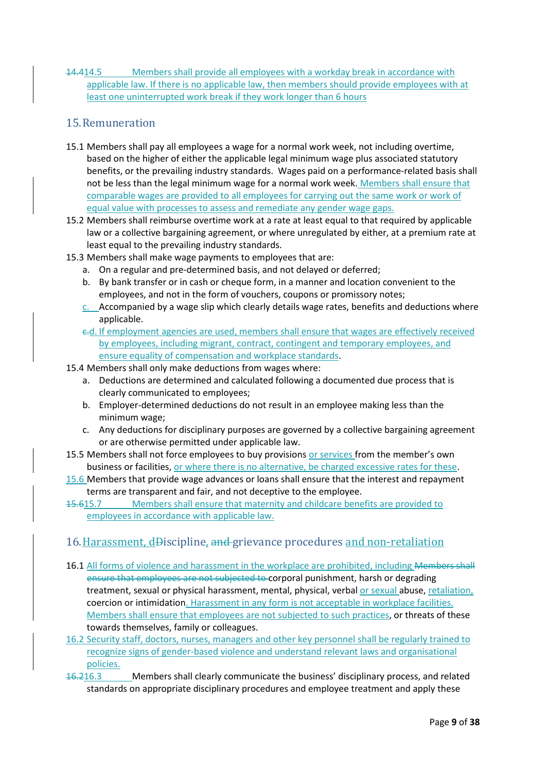14.414.5 Members shall provide all employees with a workday break in accordance with applicable law. If there is no applicable law, then members should provide employees with at least one uninterrupted work break if they work longer than 6 hours

## 15. Remuneration

15.1 Members shall pay all employees a wage for a normal work week, not including overtime, based on the higher of either the applicable legal minimum wage plus associated statutory benefits, or the prevailing industry standards. Wages paid on a performance-related basis shall not be less than the legal minimum wage for a normal work week. Members shall ensure that comparable wages are provided to all employees for carrying out the same work or work of equal value with processes to assess and remediate any gender wage gaps.

15.2 Members shall reimburse overtime work at a rate at least equal to that required by applicable law or a collective bargaining agreement, or where unregulated by either, at a premium rate at least equal to the prevailing industry standards.

15.3 Members shall make wage payments to employees that are:

a. On a regular and pre-determined basis, and not delayed or deferred;
b. By bank transfer or in cash or cheque form, in a manner and location convenient to the employees, and not in the form of vouchers, coupons or promissory notes;
c. Accompanied by a wage slip which clearly details wage rates, benefits and deductions where applicable.
c.d. If employment agencies are used, members shall ensure that wages are effectively received by employees, including migrant, contract, contingent and temporary employees, and ensure equality of compensation and workplace standards.

15.4 Members shall only make deductions from wages where:

a. Deductions are determined and calculated following a documented due process that is clearly communicated to employees;
b. Employer-determined deductions do not result in an employee making less than the minimum wage;
c. Any deductions for disciplinary purposes are governed by a collective bargaining agreement or are otherwise permitted under applicable law.

15.5 Members shall not force employees to buy provisions or services from the member's own business or facilities, or where there is no alternative, be charged excessive rates for these.

15.6 Members that provide wage advances or loans shall ensure that the interest and repayment terms are transparent and fair, and not deceptive to the employee.

15.615.7 Members shall ensure that maternity and childcare benefits are provided to employees in accordance with applicable law.

## 16. Harassment, dDiscipline, and grievance procedures and non-retaliation

16.1 All forms of violence and harassment in the workplace are prohibited, including Members shall ensure that employees are not subjected to corporal punishment, harsh or degrading treatment, sexual or physical harassment, mental, physical, verbal or sexual abuse, retaliation, coercion or intimidation. Harassment in any form is not acceptable in workplace facilities. Members shall ensure that employees are not subjected to such practices, or threats of these towards themselves, family or colleagues.

16.2 Security staff, doctors, nurses, managers and other key personnel shall be regularly trained to recognize signs of gender-based violence and understand relevant laws and organisational policies.

16.216.3 Members shall clearly communicate the business' disciplinary process, and related standards on appropriate disciplinary procedures and employee treatment and apply these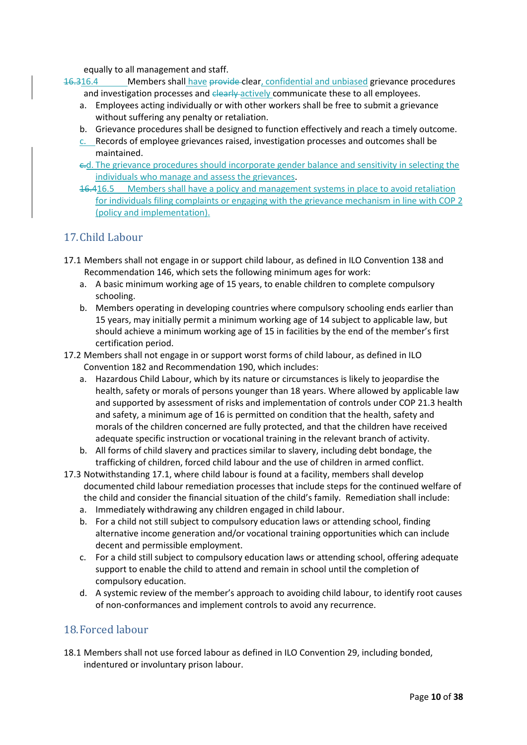equally to all management and staff.

16.4 Members shall have clear, confidential and unbiased grievance procedures and investigation processes and actively communicate these to all employees.

a. Employees acting individually or with other workers shall be free to submit a grievance without suffering any penalty or retaliation.
b. Grievance procedures shall be designed to function effectively and reach a timely outcome.
c. Records of employee grievances raised, investigation processes and outcomes shall be maintained.
d. The grievance procedures should incorporate gender balance and sensitivity in selecting the individuals who manage and assess the grievances.

16.5 Members shall have a policy and management systems in place to avoid retaliation for individuals filing complaints or engaging with the grievance mechanism in line with COP 2 (policy and implementation).

## 17. Child Labour

17.1 Members shall not engage in or support child labour, as defined in ILO Convention 138 and Recommendation 146, which sets the following minimum ages for work:

a. A basic minimum working age of 15 years, to enable children to complete compulsory schooling.
b. Members operating in developing countries where compulsory schooling ends earlier than 15 years, may initially permit a minimum working age of 14 subject to applicable law, but should achieve a minimum working age of 15 in facilities by the end of the member's first certification period.

17.2 Members shall not engage in or support worst forms of child labour, as defined in ILO Convention 182 and Recommendation 190, which includes:

a. Hazardous Child Labour, which by its nature or circumstances is likely to jeopardise the health, safety or morals of persons younger than 18 years. Where allowed by applicable law and supported by assessment of risks and implementation of controls under COP 21.3 health and safety, a minimum age of 16 is permitted on condition that the health, safety and morals of the children concerned are fully protected, and that the children have received adequate specific instruction or vocational training in the relevant branch of activity.
b. All forms of child slavery and practices similar to slavery, including debt bondage, the trafficking of children, forced child labour and the use of children in armed conflict.

17.3 Notwithstanding 17.1, where child labour is found at a facility, members shall develop documented child labour remediation processes that include steps for the continued welfare of the child and consider the financial situation of the child's family. Remediation shall include:

a. Immediately withdrawing any children engaged in child labour.
b. For a child not still subject to compulsory education laws or attending school, finding alternative income generation and/or vocational training opportunities which can include decent and permissible employment.
c. For a child still subject to compulsory education laws or attending school, offering adequate support to enable the child to attend and remain in school until the completion of compulsory education.
d. A systemic review of the member's approach to avoiding child labour, to identify root causes of non-conformances and implement controls to avoid any recurrence.

## 18. Forced labour

18.1 Members shall not use forced labour as defined in ILO Convention 29, including bonded, indentured or involuntary prison labour.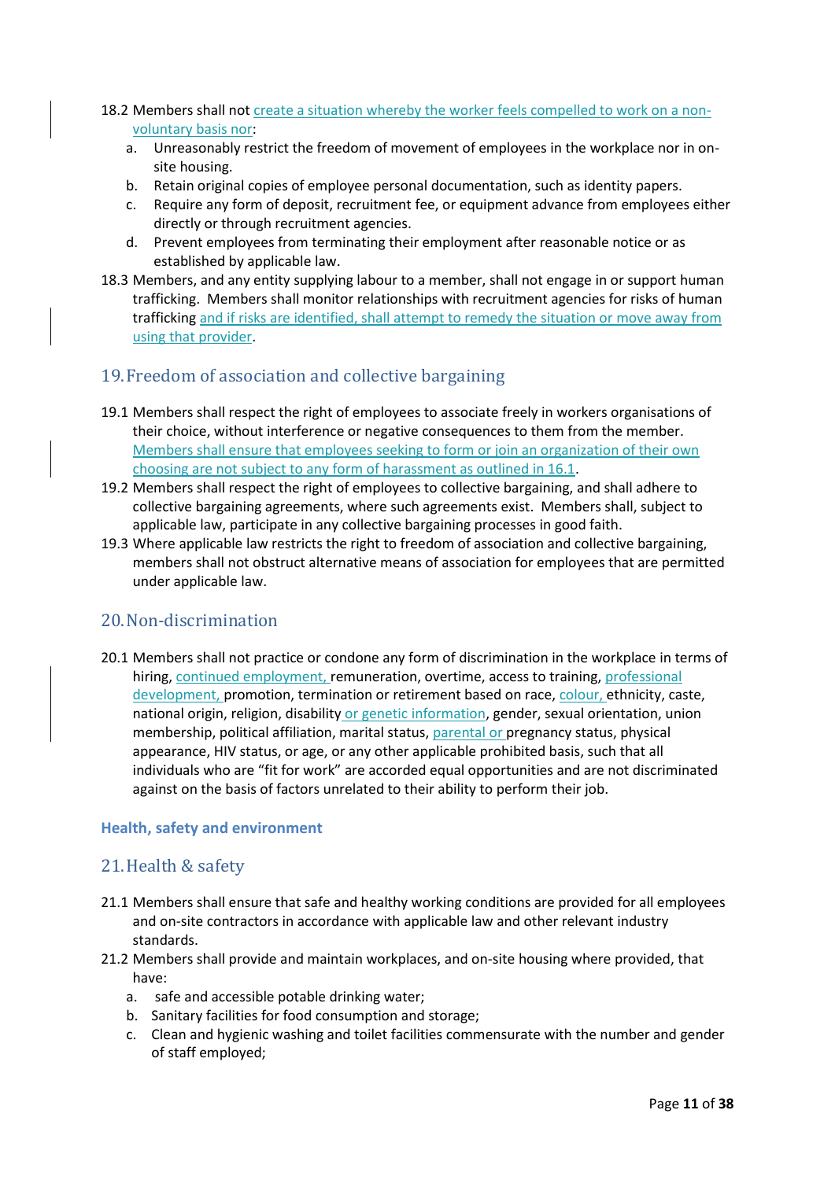18.2 Members shall not create a situation whereby the worker feels compelled to work on a non-voluntary basis nor:

   a. Unreasonably restrict the freedom of movement of employees in the workplace nor in on-site housing.
   b. Retain original copies of employee personal documentation, such as identity papers.
   c. Require any form of deposit, recruitment fee, or equipment advance from employees either directly or through recruitment agencies.
   d. Prevent employees from terminating their employment after reasonable notice or as established by applicable law.

18.3 Members, and any entity supplying labour to a member, shall not engage in or support human trafficking. Members shall monitor relationships with recruitment agencies for risks of human trafficking and if risks are identified, shall attempt to remedy the situation or move away from using that provider.

## 19. Freedom of association and collective bargaining

19.1 Members shall respect the right of employees to associate freely in workers organisations of their choice, without interference or negative consequences to them from the member. Members shall ensure that employees seeking to form or join an organization of their own choosing are not subject to any form of harassment as outlined in 16.1.

19.2 Members shall respect the right of employees to collective bargaining, and shall adhere to collective bargaining agreements, where such agreements exist. Members shall, subject to applicable law, participate in any collective bargaining processes in good faith.

19.3 Where applicable law restricts the right to freedom of association and collective bargaining, members shall not obstruct alternative means of association for employees that are permitted under applicable law.

## 20. Non-discrimination

20.1 Members shall not practice or condone any form of discrimination in the workplace in terms of hiring, continued employment, remuneration, overtime, access to training, professional development, promotion, termination or retirement based on race, colour, ethnicity, caste, national origin, religion, disability or genetic information, gender, sexual orientation, union membership, political affiliation, marital status, parental or pregnancy status, physical appearance, HIV status, or age, or any other applicable prohibited basis, such that all individuals who are "fit for work" are accorded equal opportunities and are not discriminated against on the basis of factors unrelated to their ability to perform their job.

**Health, safety and environment**

## 21. Health & safety

21.1 Members shall ensure that safe and healthy working conditions are provided for all employees and on-site contractors in accordance with applicable law and other relevant industry standards.

21.2 Members shall provide and maintain workplaces, and on-site housing where provided, that have:

   a. safe and accessible potable drinking water;
   b. Sanitary facilities for food consumption and storage;
   c. Clean and hygienic washing and toilet facilities commensurate with the number and gender of staff employed;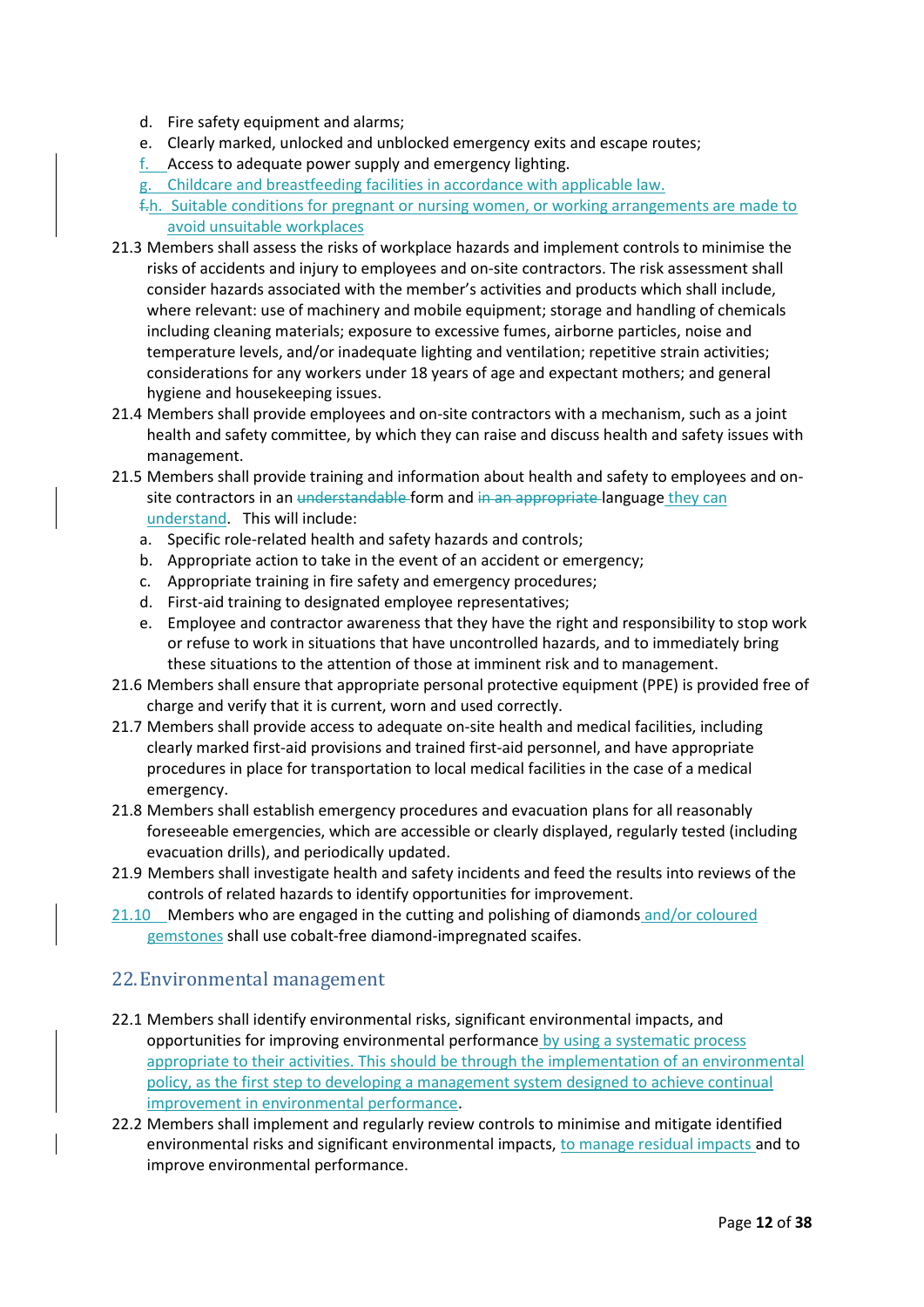d. Fire safety equipment and alarms;
e. Clearly marked, unlocked and unblocked emergency exits and escape routes;
f. Access to adequate power supply and emergency lighting.
g. Childcare and breastfeeding facilities in accordance with applicable law.
h. Suitable conditions for pregnant or nursing women, or working arrangements are made to avoid unsuitable workplaces

21.3 Members shall assess the risks of workplace hazards and implement controls to minimise the risks of accidents and injury to employees and on-site contractors. The risk assessment shall consider hazards associated with the member's activities and products which shall include, where relevant: use of machinery and mobile equipment; storage and handling of chemicals including cleaning materials; exposure to excessive fumes, airborne particles, noise and temperature levels, and/or inadequate lighting and ventilation; repetitive strain activities; considerations for any workers under 18 years of age and expectant mothers; and general hygiene and housekeeping issues.

21.4 Members shall provide employees and on-site contractors with a mechanism, such as a joint health and safety committee, by which they can raise and discuss health and safety issues with management.

21.5 Members shall provide training and information about health and safety to employees and on-site contractors in an ~~understandable~~ form and ~~in an appropriate~~ language they can understand. This will include:

a. Specific role-related health and safety hazards and controls;
b. Appropriate action to take in the event of an accident or emergency;
c. Appropriate training in fire safety and emergency procedures;
d. First-aid training to designated employee representatives;
e. Employee and contractor awareness that they have the right and responsibility to stop work or refuse to work in situations that have uncontrolled hazards, and to immediately bring these situations to the attention of those at imminent risk and to management.

21.6 Members shall ensure that appropriate personal protective equipment (PPE) is provided free of charge and verify that it is current, worn and used correctly.

21.7 Members shall provide access to adequate on-site health and medical facilities, including clearly marked first-aid provisions and trained first-aid personnel, and have appropriate procedures in place for transportation to local medical facilities in the case of a medical emergency.

21.8 Members shall establish emergency procedures and evacuation plans for all reasonably foreseeable emergencies, which are accessible or clearly displayed, regularly tested (including evacuation drills), and periodically updated.

21.9 Members shall investigate health and safety incidents and feed the results into reviews of the controls of related hazards to identify opportunities for improvement.

21.10 Members who are engaged in the cutting and polishing of diamonds and/or coloured gemstones shall use cobalt-free diamond-impregnated scaifes.

## 22. Environmental management

22.1 Members shall identify environmental risks, significant environmental impacts, and opportunities for improving environmental performance by using a systematic process appropriate to their activities. This should be through the implementation of an environmental policy, as the first step to developing a management system designed to achieve continual improvement in environmental performance.

22.2 Members shall implement and regularly review controls to minimise and mitigate identified environmental risks and significant environmental impacts, to manage residual impacts and to improve environmental performance.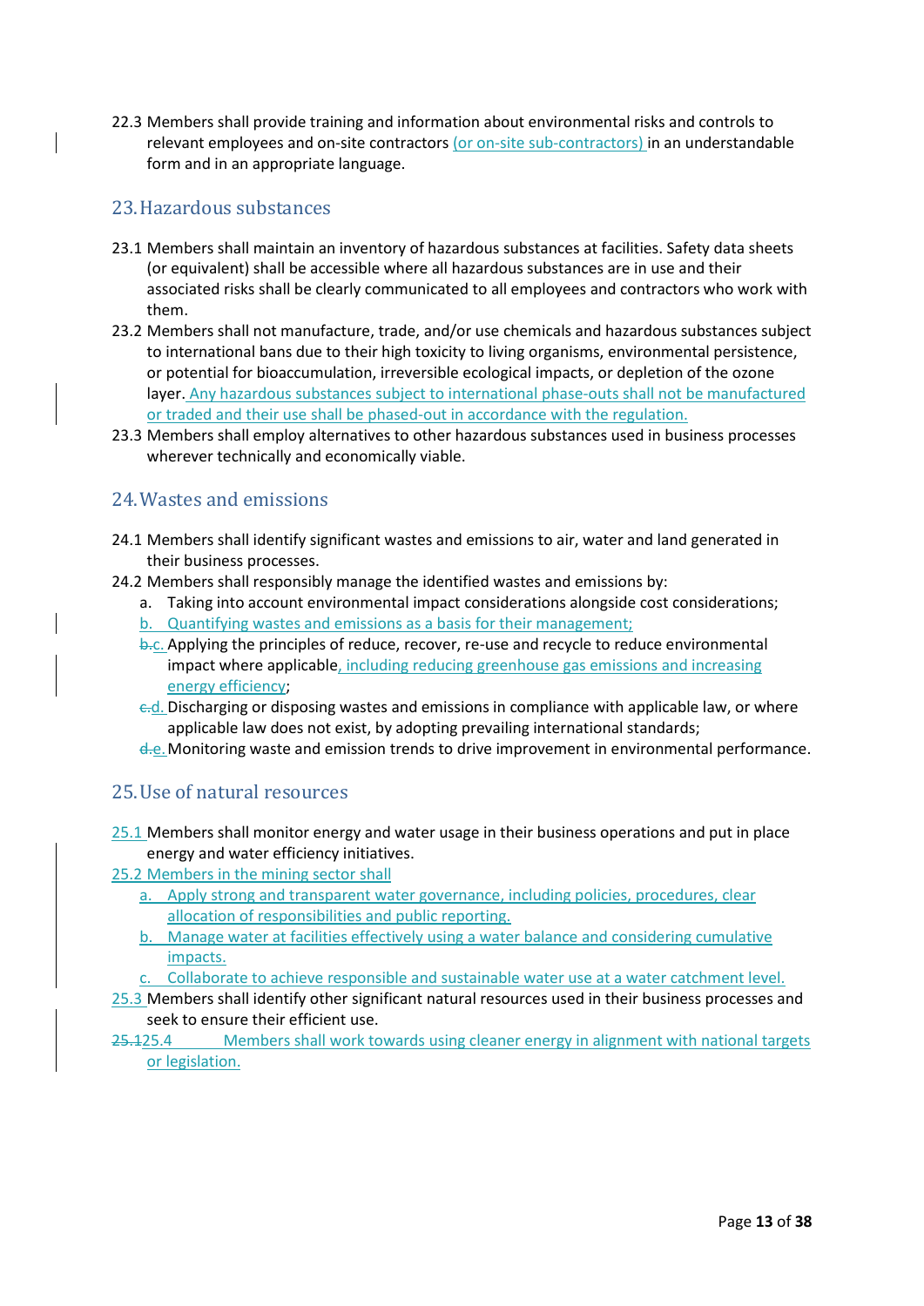22.3 Members shall provide training and information about environmental risks and controls to relevant employees and on-site contractors (or on-site sub-contractors) in an understandable form and in an appropriate language.

## 23. Hazardous substances

23.1 Members shall maintain an inventory of hazardous substances at facilities. Safety data sheets (or equivalent) shall be accessible where all hazardous substances are in use and their associated risks shall be clearly communicated to all employees and contractors who work with them.

23.2 Members shall not manufacture, trade, and/or use chemicals and hazardous substances subject to international bans due to their high toxicity to living organisms, environmental persistence, or potential for bioaccumulation, irreversible ecological impacts, or depletion of the ozone layer. Any hazardous substances subject to international phase-outs shall not be manufactured or traded and their use shall be phased-out in accordance with the regulation.

23.3 Members shall employ alternatives to other hazardous substances used in business processes wherever technically and economically viable.

## 24. Wastes and emissions

24.1 Members shall identify significant wastes and emissions to air, water and land generated in their business processes.

24.2 Members shall responsibly manage the identified wastes and emissions by:

a. Taking into account environmental impact considerations alongside cost considerations;

b. Quantifying wastes and emissions as a basis for their management;

~~b.~~c. Applying the principles of reduce, recover, re-use and recycle to reduce environmental impact where applicable, including reducing greenhouse gas emissions and increasing energy efficiency;

~~c.~~d. Discharging or disposing wastes and emissions in compliance with applicable law, or where applicable law does not exist, by adopting prevailing international standards;

~~d.~~e. Monitoring waste and emission trends to drive improvement in environmental performance.

## 25. Use of natural resources

25.1 Members shall monitor energy and water usage in their business operations and put in place energy and water efficiency initiatives.

25.2 Members in the mining sector shall

a. Apply strong and transparent water governance, including policies, procedures, clear allocation of responsibilities and public reporting.

b. Manage water at facilities effectively using a water balance and considering cumulative impacts.

c. Collaborate to achieve responsible and sustainable water use at a water catchment level.

25.3 Members shall identify other significant natural resources used in their business processes and seek to ensure their efficient use.

~~25.1~~25.4 Members shall work towards using cleaner energy in alignment with national targets or legislation.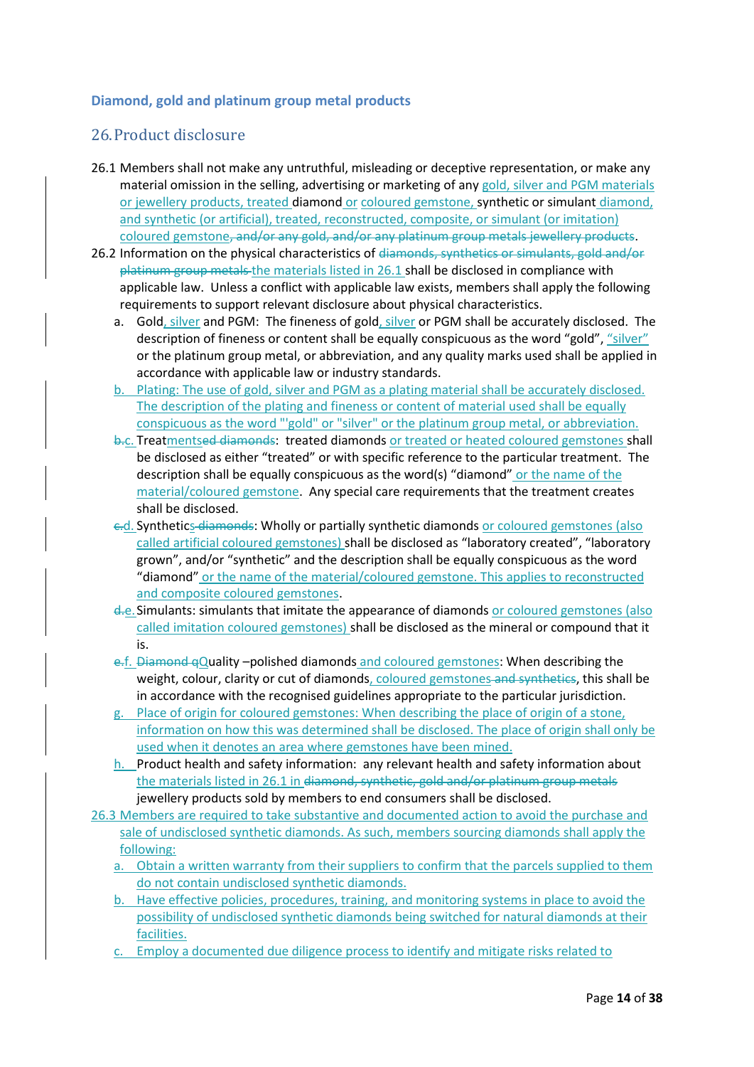### Diamond, gold and platinum group metal products

## 26. Product disclosure

26.1 Members shall not make any untruthful, misleading or deceptive representation, or make any material omission in the selling, advertising or marketing of any gold, silver and PGM materials or jewellery products, treated diamond or coloured gemstone, synthetic or simulant diamond, and synthetic (or artificial), treated, reconstructed, composite, or simulant (or imitation) coloured gemstone~~, and/or any gold, and/or any platinum group metals jewellery products~~.

26.2 Information on the physical characteristics of ~~diamonds, synthetics or simulants, gold and/or platinum group metals~~ the materials listed in 26.1 shall be disclosed in compliance with applicable law. Unless a conflict with applicable law exists, members shall apply the following requirements to support relevant disclosure about physical characteristics.

a. Gold, silver and PGM: The fineness of gold, silver or PGM shall be accurately disclosed. The description of fineness or content shall be equally conspicuous as the word "gold", "silver" or the platinum group metal, or abbreviation, and any quality marks used shall be applied in accordance with applicable law or industry standards.

b. Plating: The use of gold, silver and PGM as a plating material shall be accurately disclosed. The description of the plating and fineness or content of material used shall be equally conspicuous as the word "'gold" or "silver" or the platinum group metal, or abbreviation.

~~b.~~c. Treatment~~ed diamonds~~s: treated diamonds or treated or heated coloured gemstones shall be disclosed as either "treated" or with specific reference to the particular treatment. The description shall be equally conspicuous as the word(s) "diamond" or the name of the material/coloured gemstone. Any special care requirements that the treatment creates shall be disclosed.

~~c.~~d. Synthetics~~ diamonds~~: Wholly or partially synthetic diamonds or coloured gemstones (also called artificial coloured gemstones) shall be disclosed as "laboratory created", "laboratory grown", and/or "synthetic" and the description shall be equally conspicuous as the word "diamond" or the name of the material/coloured gemstone. This applies to reconstructed and composite coloured gemstones.

~~d.~~e. Simulants: simulants that imitate the appearance of diamonds or coloured gemstones (also called imitation coloured gemstones) shall be disclosed as the mineral or compound that it is.

~~e.~~f. ~~Diamond q~~Quality –polished diamonds and coloured gemstones: When describing the weight, colour, clarity or cut of diamonds, coloured gemstones ~~and synthetics~~, this shall be in accordance with the recognised guidelines appropriate to the particular jurisdiction.

g. Place of origin for coloured gemstones: When describing the place of origin of a stone, information on how this was determined shall be disclosed. The place of origin shall only be used when it denotes an area where gemstones have been mined.

h. Product health and safety information: any relevant health and safety information about the materials listed in 26.1 in ~~diamond, synthetic, gold and/or platinum group metals~~ jewellery products sold by members to end consumers shall be disclosed.

26.3 Members are required to take substantive and documented action to avoid the purchase and sale of undisclosed synthetic diamonds. As such, members sourcing diamonds shall apply the following:

a. Obtain a written warranty from their suppliers to confirm that the parcels supplied to them do not contain undisclosed synthetic diamonds.

b. Have effective policies, procedures, training, and monitoring systems in place to avoid the possibility of undisclosed synthetic diamonds being switched for natural diamonds at their facilities.

c. Employ a documented due diligence process to identify and mitigate risks related to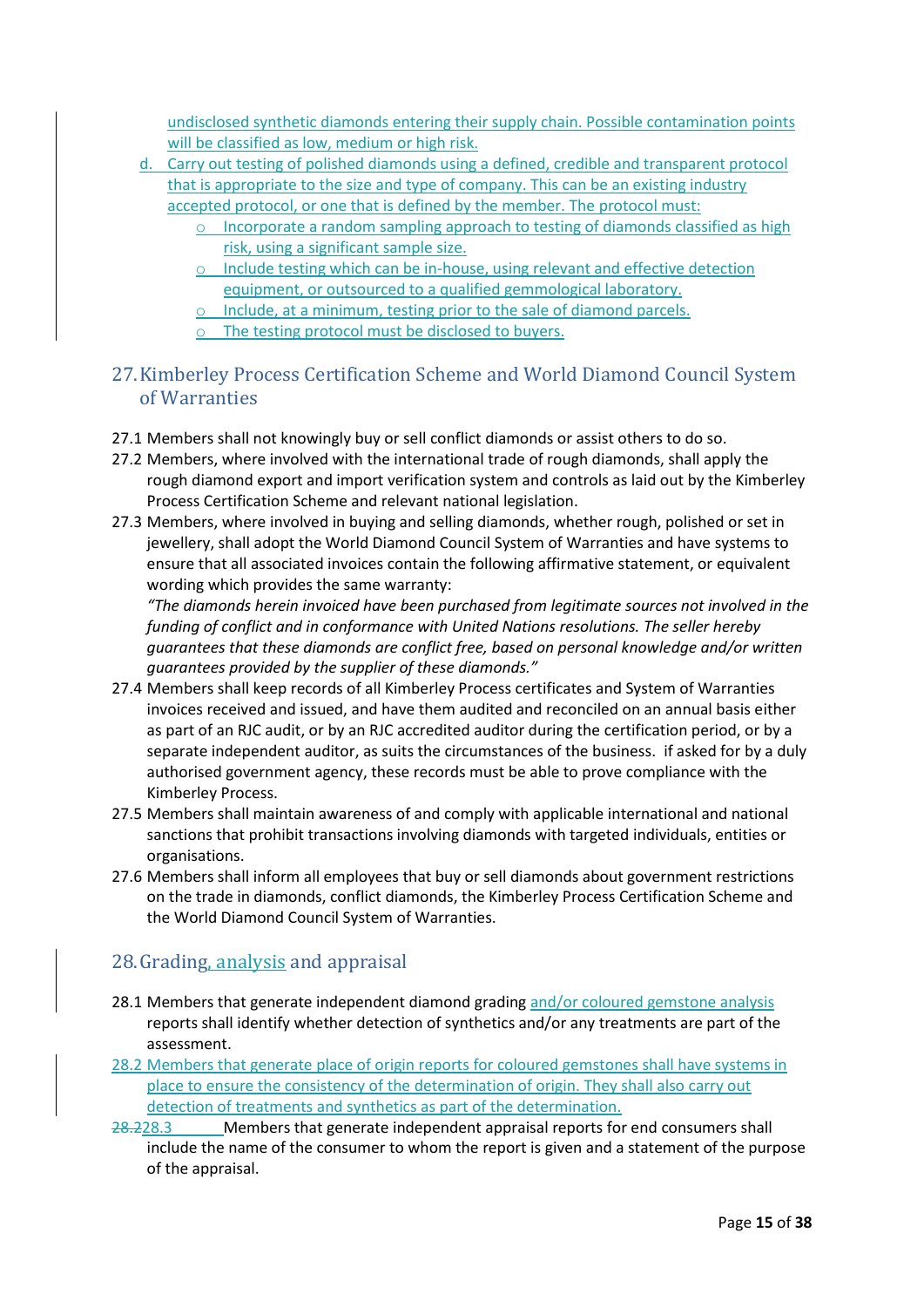undisclosed synthetic diamonds entering their supply chain. Possible contamination points will be classified as low, medium or high risk.

d. Carry out testing of polished diamonds using a defined, credible and transparent protocol that is appropriate to the size and type of company. This can be an existing industry accepted protocol, or one that is defined by the member. The protocol must:
   - Incorporate a random sampling approach to testing of diamonds classified as high risk, using a significant sample size.
   - Include testing which can be in-house, using relevant and effective detection equipment, or outsourced to a qualified gemmological laboratory.
   - Include, at a minimum, testing prior to the sale of diamond parcels.
   - The testing protocol must be disclosed to buyers.

## 27. Kimberley Process Certification Scheme and World Diamond Council System of Warranties

27.1 Members shall not knowingly buy or sell conflict diamonds or assist others to do so.

27.2 Members, where involved with the international trade of rough diamonds, shall apply the rough diamond export and import verification system and controls as laid out by the Kimberley Process Certification Scheme and relevant national legislation.

27.3 Members, where involved in buying and selling diamonds, whether rough, polished or set in jewellery, shall adopt the World Diamond Council System of Warranties and have systems to ensure that all associated invoices contain the following affirmative statement, or equivalent wording which provides the same warranty:
*"The diamonds herein invoiced have been purchased from legitimate sources not involved in the funding of conflict and in conformance with United Nations resolutions. The seller hereby guarantees that these diamonds are conflict free, based on personal knowledge and/or written guarantees provided by the supplier of these diamonds."*

27.4 Members shall keep records of all Kimberley Process certificates and System of Warranties invoices received and issued, and have them audited and reconciled on an annual basis either as part of an RJC audit, or by an RJC accredited auditor during the certification period, or by a separate independent auditor, as suits the circumstances of the business. if asked for by a duly authorised government agency, these records must be able to prove compliance with the Kimberley Process.

27.5 Members shall maintain awareness of and comply with applicable international and national sanctions that prohibit transactions involving diamonds with targeted individuals, entities or organisations.

27.6 Members shall inform all employees that buy or sell diamonds about government restrictions on the trade in diamonds, conflict diamonds, the Kimberley Process Certification Scheme and the World Diamond Council System of Warranties.

## 28. Grading, analysis and appraisal

28.1 Members that generate independent diamond grading and/or coloured gemstone analysis reports shall identify whether detection of synthetics and/or any treatments are part of the assessment.

28.2 Members that generate place of origin reports for coloured gemstones shall have systems in place to ensure the consistency of the determination of origin. They shall also carry out detection of treatments and synthetics as part of the determination.

~~28.2~~28.3 Members that generate independent appraisal reports for end consumers shall include the name of the consumer to whom the report is given and a statement of the purpose of the appraisal.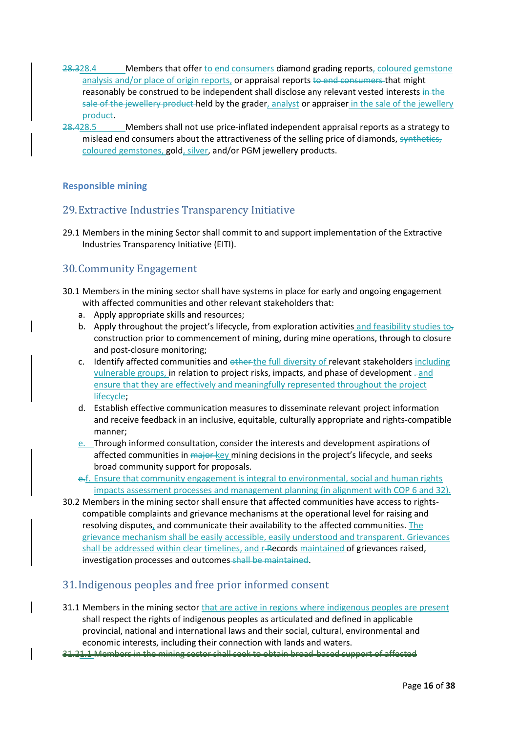28.328.4 Members that offer to end consumers diamond grading reports, coloured gemstone analysis and/or place of origin reports, or appraisal reports to end consumers that might reasonably be construed to be independent shall disclose any relevant vested interests in the sale of the jewellery product held by the grader, analyst or appraiser in the sale of the jewellery product.

28.428.5 Members shall not use price-inflated independent appraisal reports as a strategy to mislead end consumers about the attractiveness of the selling price of diamonds, synthetics, coloured gemstones, gold, silver, and/or PGM jewellery products.

**Responsible mining**

## 29. Extractive Industries Transparency Initiative

29.1 Members in the mining Sector shall commit to and support implementation of the Extractive Industries Transparency Initiative (EITI).

## 30. Community Engagement

30.1 Members in the mining sector shall have systems in place for early and ongoing engagement with affected communities and other relevant stakeholders that:

a. Apply appropriate skills and resources;
b. Apply throughout the project's lifecycle, from exploration activities and feasibility studies to, construction prior to commencement of mining, during mine operations, through to closure and post-closure monitoring;
c. Identify affected communities and other the full diversity of relevant stakeholders including vulnerable groups, in relation to project risks, impacts, and phase of development . and ensure that they are effectively and meaningfully represented throughout the project lifecycle;
d. Establish effective communication measures to disseminate relevant project information and receive feedback in an inclusive, equitable, culturally appropriate and rights-compatible manner;
e. Through informed consultation, consider the interests and development aspirations of affected communities in major key mining decisions in the project's lifecycle, and seeks broad community support for proposals.
e.f. Ensure that community engagement is integral to environmental, social and human rights impacts assessment processes and management planning (in alignment with COP 6 and 32).

30.2 Members in the mining sector shall ensure that affected communities have access to rights-compatible complaints and grievance mechanisms at the operational level for raising and resolving disputes, and communicate their availability to the affected communities. The grievance mechanism shall be easily accessible, easily understood and transparent. Grievances shall be addressed within clear timelines, and r Records maintained of grievances raised, investigation processes and outcomes shall be maintained.

## 31. Indigenous peoples and free prior informed consent

31.1 Members in the mining sector that are active in regions where indigenous peoples are present shall respect the rights of indigenous peoples as articulated and defined in applicable provincial, national and international laws and their social, cultural, environmental and economic interests, including their connection with lands and waters.

31.21.1 Members in the mining sector shall seek to obtain broad-based support of affected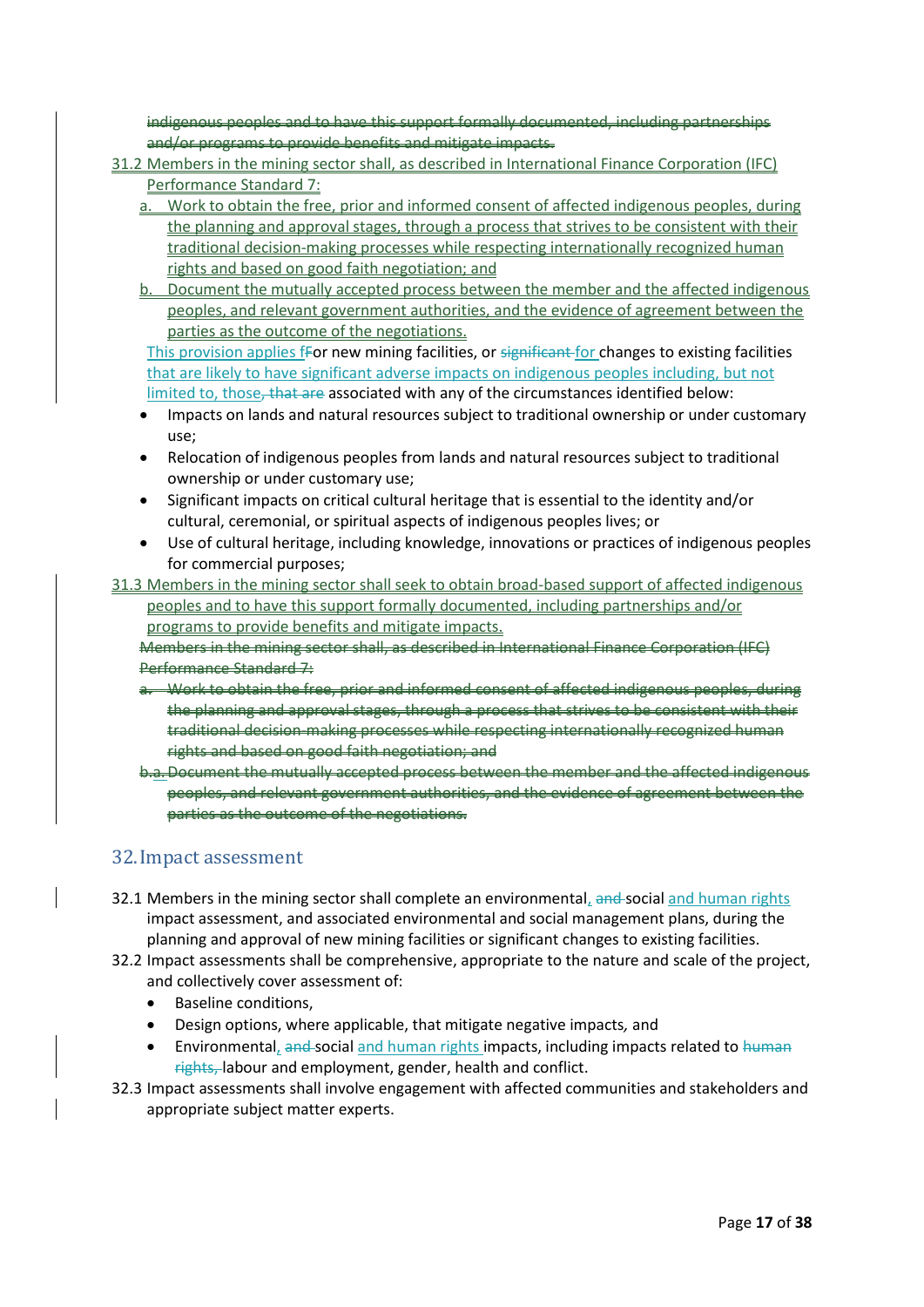~~indigenous peoples and to have this support formally documented, including partnerships and/or programs to provide benefits and mitigate impacts.~~

31.2 Members in the mining sector shall, as described in International Finance Corporation (IFC) Performance Standard 7:

a. Work to obtain the free, prior and informed consent of affected indigenous peoples, during the planning and approval stages, through a process that strives to be consistent with their traditional decision-making processes while respecting internationally recognized human rights and based on good faith negotiation; and

b. Document the mutually accepted process between the member and the affected indigenous peoples, and relevant government authorities, and the evidence of agreement between the parties as the outcome of the negotiations.

This provision applies f~~F~~or new mining facilities, or ~~significant~~ for changes to existing facilities that are likely to have significant adverse impacts on indigenous peoples including, but not limited to, those~~, that are~~ associated with any of the circumstances identified below:

- Impacts on lands and natural resources subject to traditional ownership or under customary use;
- Relocation of indigenous peoples from lands and natural resources subject to traditional ownership or under customary use;
- Significant impacts on critical cultural heritage that is essential to the identity and/or cultural, ceremonial, or spiritual aspects of indigenous peoples lives; or
- Use of cultural heritage, including knowledge, innovations or practices of indigenous peoples for commercial purposes;

31.3 Members in the mining sector shall seek to obtain broad-based support of affected indigenous peoples and to have this support formally documented, including partnerships and/or programs to provide benefits and mitigate impacts.

~~Members in the mining sector shall, as described in International Finance Corporation (IFC) Performance Standard 7:~~

~~a. Work to obtain the free, prior and informed consent of affected indigenous peoples, during the planning and approval stages, through a process that strives to be consistent with their traditional decision-making processes while respecting internationally recognized human rights and based on good faith negotiation; and~~

~~b.a. Document the mutually accepted process between the member and the affected indigenous peoples, and relevant government authorities, and the evidence of agreement between the parties as the outcome of the negotiations.~~

## 32. Impact assessment

32.1 Members in the mining sector shall complete an environmental, ~~and~~ social and human rights impact assessment, and associated environmental and social management plans, during the planning and approval of new mining facilities or significant changes to existing facilities.

32.2 Impact assessments shall be comprehensive, appropriate to the nature and scale of the project, and collectively cover assessment of:

- Baseline conditions,
- Design options, where applicable, that mitigate negative impacts, and
- Environmental, ~~and~~ social and human rights impacts, including impacts related to ~~human rights,~~ labour and employment, gender, health and conflict.

32.3 Impact assessments shall involve engagement with affected communities and stakeholders and appropriate subject matter experts.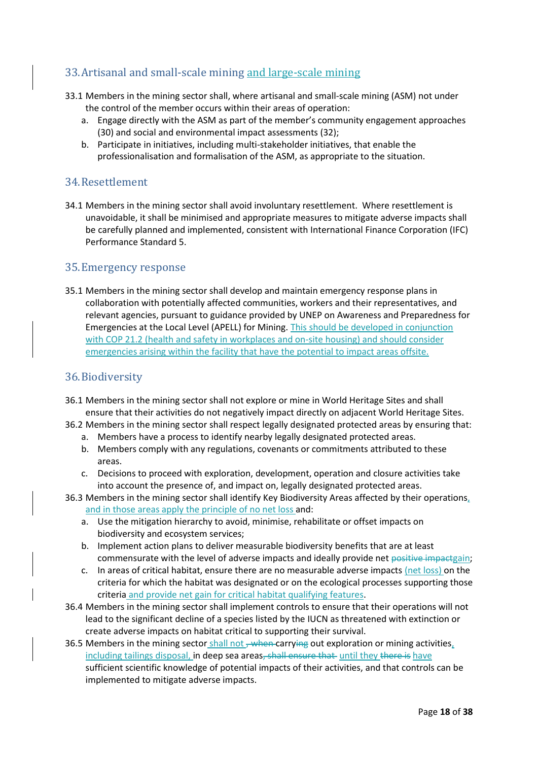## 33. Artisanal and small-scale mining and large-scale mining

33.1 Members in the mining sector shall, where artisanal and small-scale mining (ASM) not under the control of the member occurs within their areas of operation:

a. Engage directly with the ASM as part of the member's community engagement approaches (30) and social and environmental impact assessments (32);
b. Participate in initiatives, including multi-stakeholder initiatives, that enable the professionalisation and formalisation of the ASM, as appropriate to the situation.

## 34. Resettlement

34.1 Members in the mining sector shall avoid involuntary resettlement. Where resettlement is unavoidable, it shall be minimised and appropriate measures to mitigate adverse impacts shall be carefully planned and implemented, consistent with International Finance Corporation (IFC) Performance Standard 5.

## 35. Emergency response

35.1 Members in the mining sector shall develop and maintain emergency response plans in collaboration with potentially affected communities, workers and their representatives, and relevant agencies, pursuant to guidance provided by UNEP on Awareness and Preparedness for Emergencies at the Local Level (APELL) for Mining. This should be developed in conjunction with COP 21.2 (health and safety in workplaces and on-site housing) and should consider emergencies arising within the facility that have the potential to impact areas offsite.

## 36. Biodiversity

36.1 Members in the mining sector shall not explore or mine in World Heritage Sites and shall ensure that their activities do not negatively impact directly on adjacent World Heritage Sites.

36.2 Members in the mining sector shall respect legally designated protected areas by ensuring that:

a. Members have a process to identify nearby legally designated protected areas.
b. Members comply with any regulations, covenants or commitments attributed to these areas.
c. Decisions to proceed with exploration, development, operation and closure activities take into account the presence of, and impact on, legally designated protected areas.

36.3 Members in the mining sector shall identify Key Biodiversity Areas affected by their operations, and in those areas apply the principle of no net loss and:

a. Use the mitigation hierarchy to avoid, minimise, rehabilitate or offset impacts on biodiversity and ecosystem services;
b. Implement action plans to deliver measurable biodiversity benefits that are at least commensurate with the level of adverse impacts and ideally provide net ~~positive impact~~gain;
c. In areas of critical habitat, ensure there are no measurable adverse impacts (net loss) on the criteria for which the habitat was designated or on the ecological processes supporting those criteria and provide net gain for critical habitat qualifying features.

36.4 Members in the mining sector shall implement controls to ensure that their operations will not lead to the significant decline of a species listed by the IUCN as threatened with extinction or create adverse impacts on habitat critical to supporting their survival.

36.5 Members in the mining sector shall not ~~, when~~ carry~~ing~~ out exploration or mining activities, including tailings disposal, in deep sea areas~~, shall ensure that~~ until they ~~there is~~ have sufficient scientific knowledge of potential impacts of their activities, and that controls can be implemented to mitigate adverse impacts.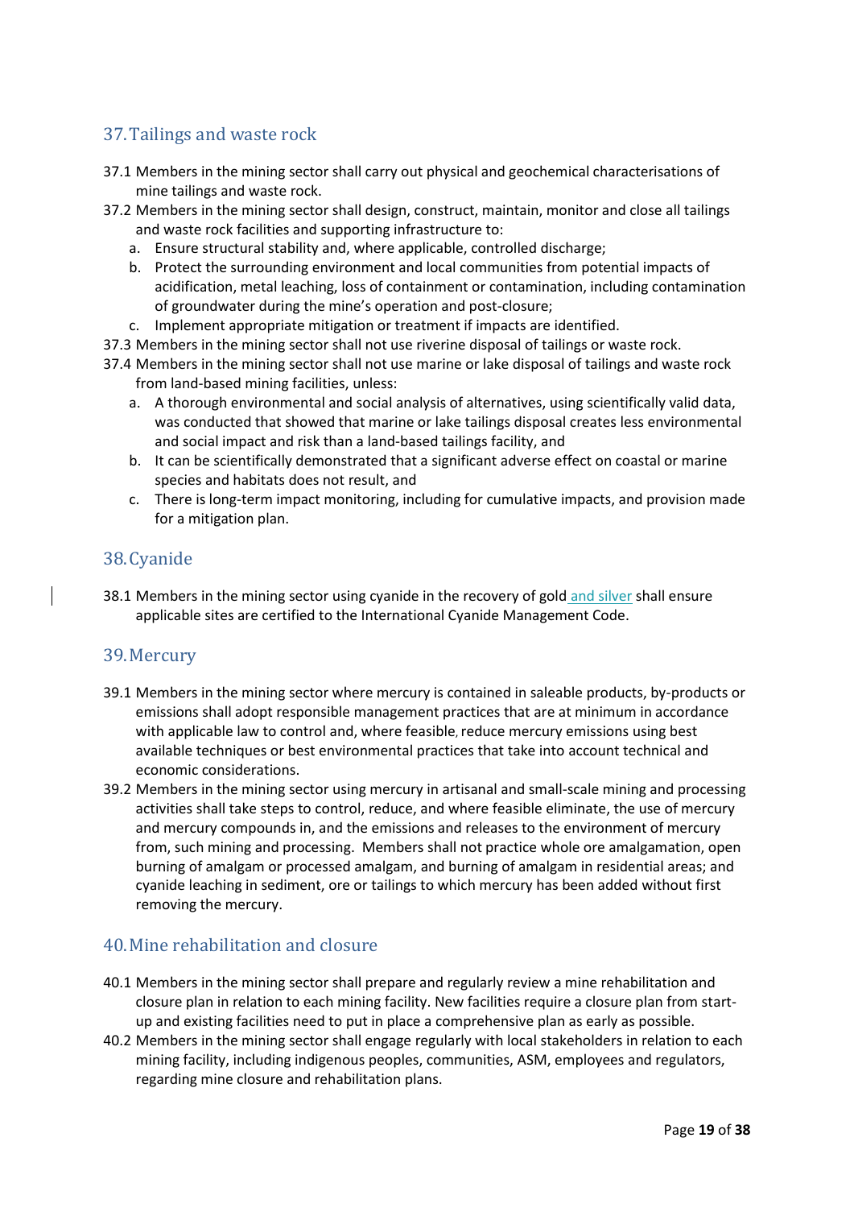## 37. Tailings and waste rock

37.1 Members in the mining sector shall carry out physical and geochemical characterisations of mine tailings and waste rock.

37.2 Members in the mining sector shall design, construct, maintain, monitor and close all tailings and waste rock facilities and supporting infrastructure to:

   a. Ensure structural stability and, where applicable, controlled discharge;

   b. Protect the surrounding environment and local communities from potential impacts of acidification, metal leaching, loss of containment or contamination, including contamination of groundwater during the mine's operation and post-closure;

   c. Implement appropriate mitigation or treatment if impacts are identified.

37.3 Members in the mining sector shall not use riverine disposal of tailings or waste rock.

37.4 Members in the mining sector shall not use marine or lake disposal of tailings and waste rock from land-based mining facilities, unless:

   a. A thorough environmental and social analysis of alternatives, using scientifically valid data, was conducted that showed that marine or lake tailings disposal creates less environmental and social impact and risk than a land-based tailings facility, and

   b. It can be scientifically demonstrated that a significant adverse effect on coastal or marine species and habitats does not result, and

   c. There is long-term impact monitoring, including for cumulative impacts, and provision made for a mitigation plan.

## 38. Cyanide

38.1 Members in the mining sector using cyanide in the recovery of gold and silver shall ensure applicable sites are certified to the International Cyanide Management Code.

## 39. Mercury

39.1 Members in the mining sector where mercury is contained in saleable products, by-products or emissions shall adopt responsible management practices that are at minimum in accordance with applicable law to control and, where feasible, reduce mercury emissions using best available techniques or best environmental practices that take into account technical and economic considerations.

39.2 Members in the mining sector using mercury in artisanal and small-scale mining and processing activities shall take steps to control, reduce, and where feasible eliminate, the use of mercury and mercury compounds in, and the emissions and releases to the environment of mercury from, such mining and processing. Members shall not practice whole ore amalgamation, open burning of amalgam or processed amalgam, and burning of amalgam in residential areas; and cyanide leaching in sediment, ore or tailings to which mercury has been added without first removing the mercury.

## 40. Mine rehabilitation and closure

40.1 Members in the mining sector shall prepare and regularly review a mine rehabilitation and closure plan in relation to each mining facility. New facilities require a closure plan from start-up and existing facilities need to put in place a comprehensive plan as early as possible.

40.2 Members in the mining sector shall engage regularly with local stakeholders in relation to each mining facility, including indigenous peoples, communities, ASM, employees and regulators, regarding mine closure and rehabilitation plans.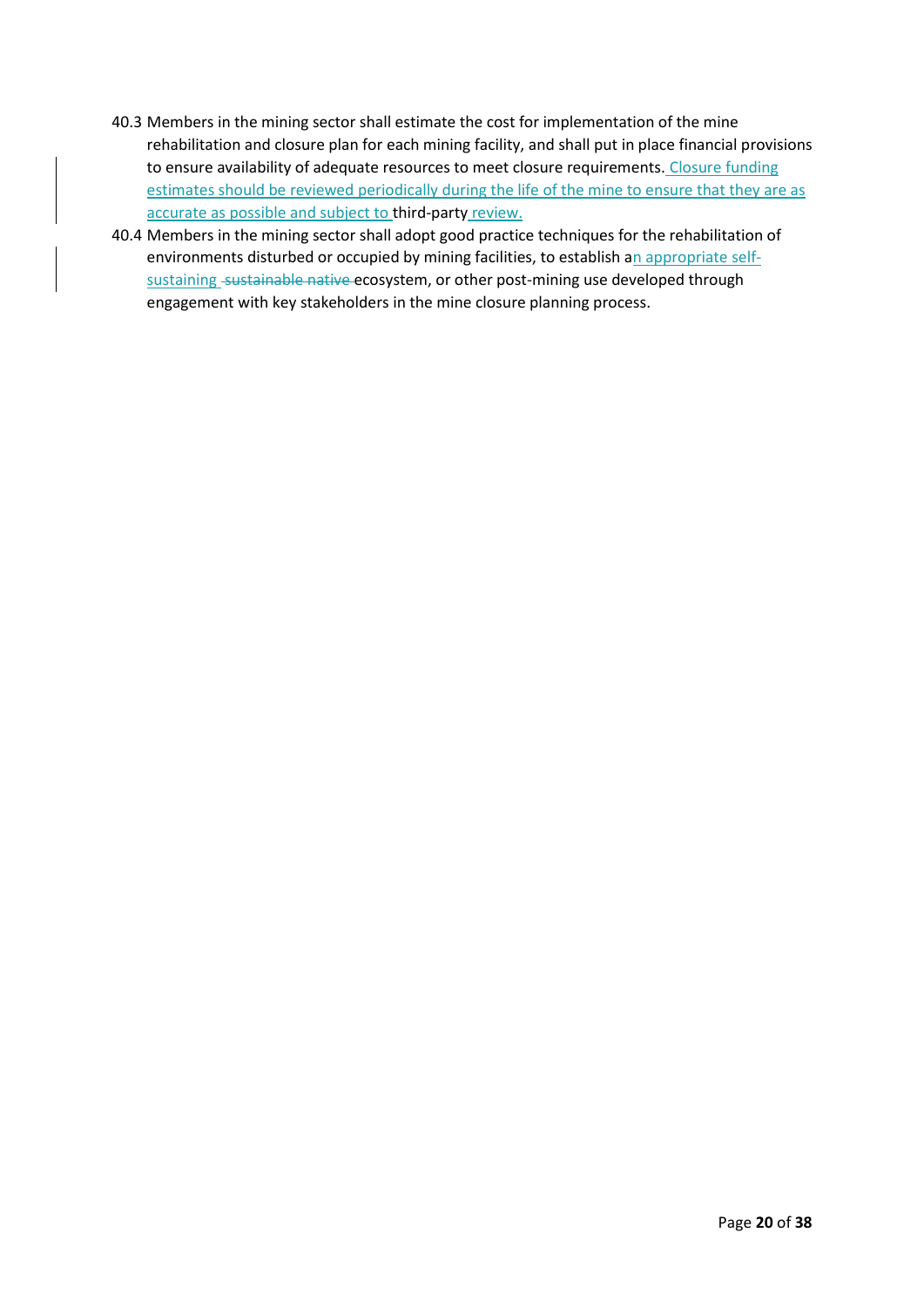40.3 Members in the mining sector shall estimate the cost for implementation of the mine rehabilitation and closure plan for each mining facility, and shall put in place financial provisions to ensure availability of adequate resources to meet closure requirements. Closure funding estimates should be reviewed periodically during the life of the mine to ensure that they are as accurate as possible and subject to third-party review.

40.4 Members in the mining sector shall adopt good practice techniques for the rehabilitation of environments disturbed or occupied by mining facilities, to establish an appropriate self-sustaining ~~sustainable native~~ ecosystem, or other post-mining use developed through engagement with key stakeholders in the mine closure planning process.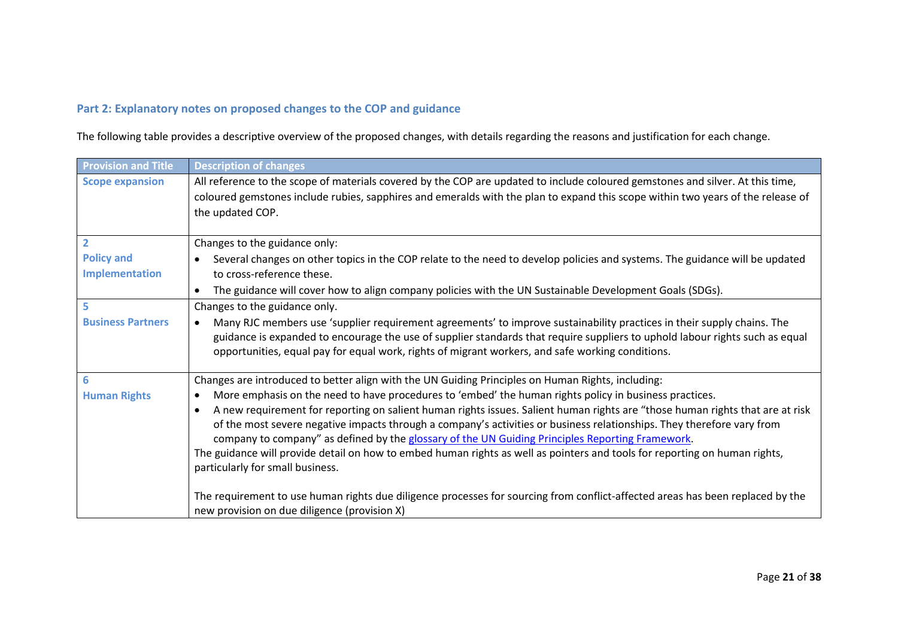## Part 2: Explanatory notes on proposed changes to the COP and guidance

The following table provides a descriptive overview of the proposed changes, with details regarding the reasons and justification for each change.

| Provision and Title | Description of changes |
|---|---|
| **Scope expansion** | All reference to the scope of materials covered by the COP are updated to include coloured gemstones and silver. At this time, coloured gemstones include rubies, sapphires and emeralds with the plan to expand this scope within two years of the release of the updated COP. |
| **2**<br>**Policy and Implementation** | Changes to the guidance only:<br>• Several changes on other topics in the COP relate to the need to develop policies and systems. The guidance will be updated to cross-reference these.<br>• The guidance will cover how to align company policies with the UN Sustainable Development Goals (SDGs). |
| **5**<br>**Business Partners** | Changes to the guidance only.<br>• Many RJC members use 'supplier requirement agreements' to improve sustainability practices in their supply chains. The guidance is expanded to encourage the use of supplier standards that require suppliers to uphold labour rights such as equal opportunities, equal pay for equal work, rights of migrant workers, and safe working conditions. |
| **6**<br>**Human Rights** | Changes are introduced to better align with the UN Guiding Principles on Human Rights, including:<br>• More emphasis on the need to have procedures to 'embed' the human rights policy in business practices.<br>• A new requirement for reporting on salient human rights issues. Salient human rights are "those human rights that are at risk of the most severe negative impacts through a company's activities or business relationships. They therefore vary from company to company" as defined by the [glossary of the UN Guiding Principles Reporting Framework](). <br>The guidance will provide detail on how to embed human rights as well as pointers and tools for reporting on human rights, particularly for small business.<br><br>The requirement to use human rights due diligence processes for sourcing from conflict-affected areas has been replaced by the new provision on due diligence (provision X) |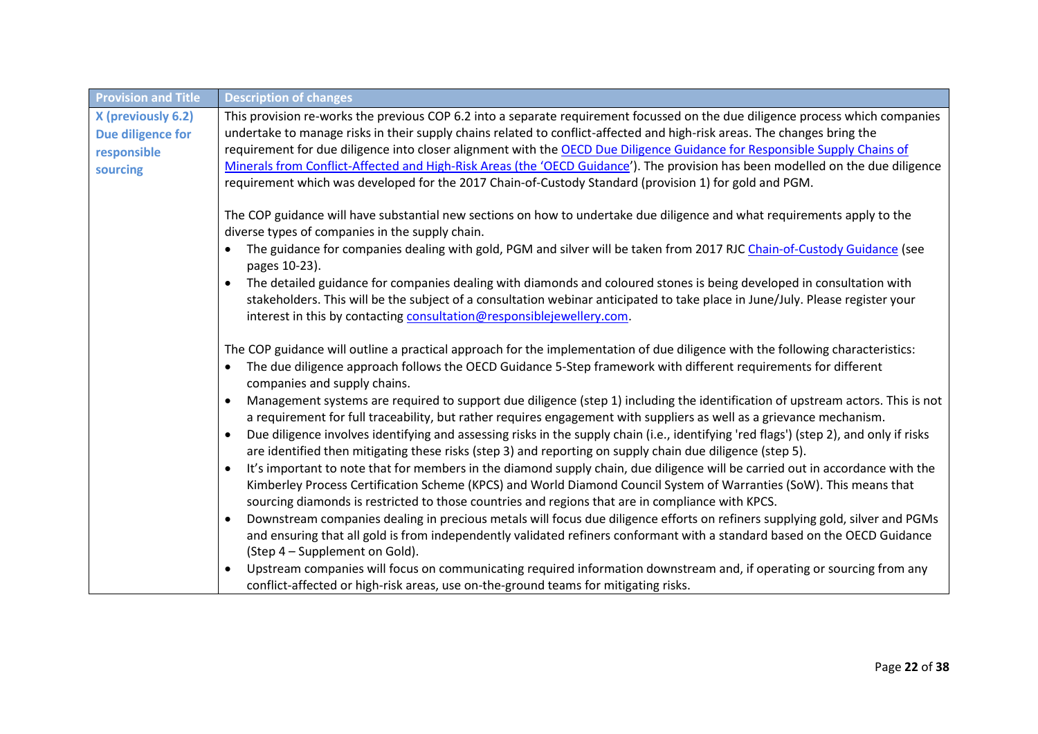| Provision and Title | Description of changes |
|---|---|
| **X (previously 6.2) Due diligence for responsible sourcing** | This provision re-works the previous COP 6.2 into a separate requirement focussed on the due diligence process which companies undertake to manage risks in their supply chains related to conflict-affected and high-risk areas. The changes bring the requirement for due diligence into closer alignment with the OECD Due Diligence Guidance for Responsible Supply Chains of Minerals from Conflict-Affected and High-Risk Areas (the 'OECD Guidance'). The provision has been modelled on the due diligence requirement which was developed for the 2017 Chain-of-Custody Standard (provision 1) for gold and PGM.<br><br>The COP guidance will have substantial new sections on how to undertake due diligence and what requirements apply to the diverse types of companies in the supply chain.<br>• The guidance for companies dealing with gold, PGM and silver will be taken from 2017 RJC Chain-of-Custody Guidance (see pages 10-23).<br>• The detailed guidance for companies dealing with diamonds and coloured stones is being developed in consultation with stakeholders. This will be the subject of a consultation webinar anticipated to take place in June/July. Please register your interest in this by contacting consultation@responsiblejewellery.com.<br><br>The COP guidance will outline a practical approach for the implementation of due diligence with the following characteristics:<br>• The due diligence approach follows the OECD Guidance 5-Step framework with different requirements for different companies and supply chains.<br>• Management systems are required to support due diligence (step 1) including the identification of upstream actors. This is not a requirement for full traceability, but rather requires engagement with suppliers as well as a grievance mechanism.<br>• Due diligence involves identifying and assessing risks in the supply chain (i.e., identifying 'red flags') (step 2), and only if risks are identified then mitigating these risks (step 3) and reporting on supply chain due diligence (step 5).<br>• It's important to note that for members in the diamond supply chain, due diligence will be carried out in accordance with the Kimberley Process Certification Scheme (KPCS) and World Diamond Council System of Warranties (SoW). This means that sourcing diamonds is restricted to those countries and regions that are in compliance with KPCS.<br>• Downstream companies dealing in precious metals will focus due diligence efforts on refiners supplying gold, silver and PGMs and ensuring that all gold is from independently validated refiners conformant with a standard based on the OECD Guidance (Step 4 – Supplement on Gold).<br>• Upstream companies will focus on communicating required information downstream and, if operating or sourcing from any conflict-affected or high-risk areas, use on-the-ground teams for mitigating risks. |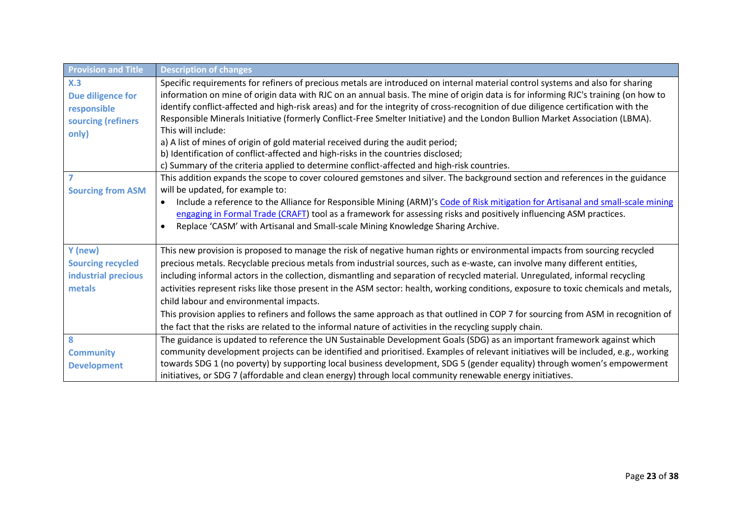| Provision and Title | Description of changes |
|---|---|
| **X.3**<br>**Due diligence for responsible sourcing (refiners only)** | Specific requirements for refiners of precious metals are introduced on internal material control systems and also for sharing information on mine of origin data with RJC on an annual basis. The mine of origin data is for informing RJC's training (on how to identify conflict-affected and high-risk areas) and for the integrity of cross-recognition of due diligence certification with the Responsible Minerals Initiative (formerly Conflict-Free Smelter Initiative) and the London Bullion Market Association (LBMA).<br>This will include:<br>a) A list of mines of origin of gold material received during the audit period;<br>b) Identification of conflict-affected and high-risks in the countries disclosed;<br>c) Summary of the criteria applied to determine conflict-affected and high-risk countries. |
| **7**<br>**Sourcing from ASM** | This addition expands the scope to cover coloured gemstones and silver. The background section and references in the guidance will be updated, for example to:<br>• Include a reference to the Alliance for Responsible Mining (ARM)'s Code of Risk mitigation for Artisanal and small-scale mining engaging in Formal Trade (CRAFT) tool as a framework for assessing risks and positively influencing ASM practices.<br>• Replace 'CASM' with Artisanal and Small-scale Mining Knowledge Sharing Archive. |
| **Y (new)**<br>**Sourcing recycled industrial precious metals** | This new provision is proposed to manage the risk of negative human rights or environmental impacts from sourcing recycled precious metals. Recyclable precious metals from industrial sources, such as e-waste, can involve many different entities, including informal actors in the collection, dismantling and separation of recycled material. Unregulated, informal recycling activities represent risks like those present in the ASM sector: health, working conditions, exposure to toxic chemicals and metals, child labour and environmental impacts.<br>This provision applies to refiners and follows the same approach as that outlined in COP 7 for sourcing from ASM in recognition of the fact that the risks are related to the informal nature of activities in the recycling supply chain. |
| **8**<br>**Community Development** | The guidance is updated to reference the UN Sustainable Development Goals (SDG) as an important framework against which community development projects can be identified and prioritised. Examples of relevant initiatives will be included, e.g., working towards SDG 1 (no poverty) by supporting local business development, SDG 5 (gender equality) through women's empowerment initiatives, or SDG 7 (affordable and clean energy) through local community renewable energy initiatives. |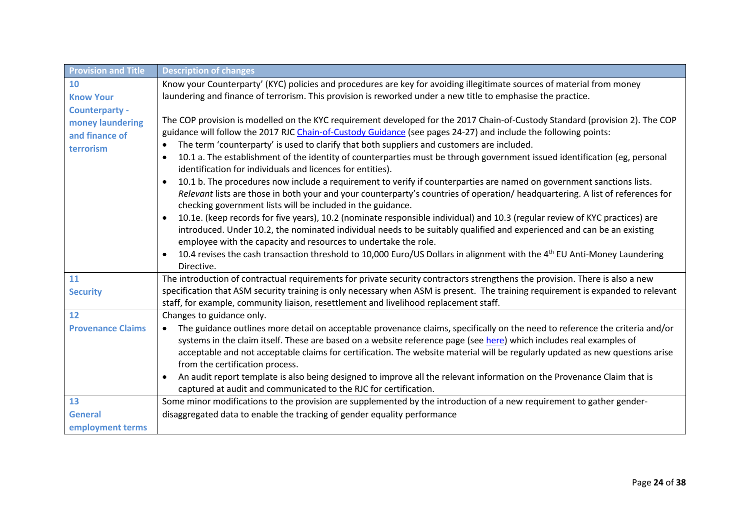| Provision and Title | Description of changes |
| --- | --- |
| **10 Know Your Counterparty - money laundering and finance of terrorism** | Know your Counterparty' (KYC) policies and procedures are key for avoiding illegitimate sources of material from money laundering and finance of terrorism. This provision is reworked under a new title to emphasise the practice.<br><br>The COP provision is modelled on the KYC requirement developed for the 2017 Chain-of-Custody Standard (provision 2). The COP guidance will follow the 2017 RJC Chain-of-Custody Guidance (see pages 24-27) and include the following points:<br>• The term 'counterparty' is used to clarify that both suppliers and customers are included.<br>• 10.1 a. The establishment of the identity of counterparties must be through government issued identification (eg, personal identification for individuals and licences for entities).<br>• 10.1 b. The procedures now include a requirement to verify if counterparties are named on government sanctions lists. *Relevant* lists are those in both your and your counterparty's countries of operation/ headquartering. A list of references for checking government lists will be included in the guidance.<br>• 10.1e. (keep records for five years), 10.2 (nominate responsible individual) and 10.3 (regular review of KYC practices) are introduced. Under 10.2, the nominated individual needs to be suitably qualified and experienced and can be an existing employee with the capacity and resources to undertake the role.<br>• 10.4 revises the cash transaction threshold to 10,000 Euro/US Dollars in alignment with the 4th EU Anti-Money Laundering Directive. |
| **11 Security** | The introduction of contractual requirements for private security contractors strengthens the provision. There is also a new specification that ASM security training is only necessary when ASM is present. The training requirement is expanded to relevant staff, for example, community liaison, resettlement and livelihood replacement staff. |
| **12 Provenance Claims** | Changes to guidance only.<br>• The guidance outlines more detail on acceptable provenance claims, specifically on the need to reference the criteria and/or systems in the claim itself. These are based on a website reference page (see here) which includes real examples of acceptable and not acceptable claims for certification. The website material will be regularly updated as new questions arise from the certification process.<br>• An audit report template is also being designed to improve all the relevant information on the Provenance Claim that is captured at audit and communicated to the RJC for certification. |
| **13 General employment terms** | Some minor modifications to the provision are supplemented by the introduction of a new requirement to gather gender-disaggregated data to enable the tracking of gender equality performance |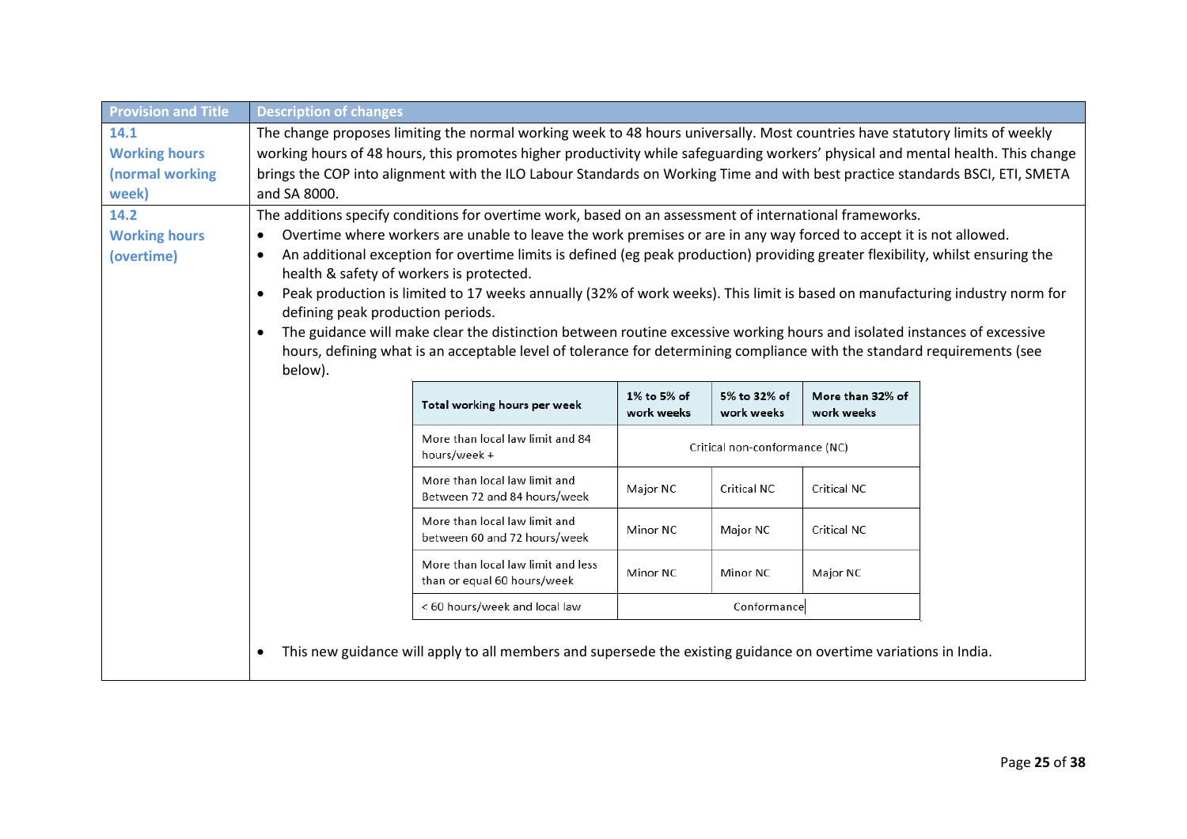| Provision and Title | Description of changes |
|---|---|
| **14.1 Working hours (normal working week)** | The change proposes limiting the normal working week to 48 hours universally. Most countries have statutory limits of weekly working hours of 48 hours, this promotes higher productivity while safeguarding workers' physical and mental health. This change brings the COP into alignment with the ILO Labour Standards on Working Time and with best practice standards BSCI, ETI, SMETA and SA 8000. |
| **14.2 Working hours (overtime)** | The additions specify conditions for overtime work, based on an assessment of international frameworks.<br>• Overtime where workers are unable to leave the work premises or are in any way forced to accept it is not allowed.<br>• An additional exception for overtime limits is defined (eg peak production) providing greater flexibility, whilst ensuring the health & safety of workers is protected.<br>• Peak production is limited to 17 weeks annually (32% of work weeks). This limit is based on manufacturing industry norm for defining peak production periods.<br>• The guidance will make clear the distinction between routine excessive working hours and isolated instances of excessive hours, defining what is an acceptable level of tolerance for determining compliance with the standard requirements (see below).<br>• This new guidance will apply to all members and supersede the existing guidance on overtime variations in India. |

| Total working hours per week | 1% to 5% of work weeks | 5% to 32% of work weeks | More than 32% of work weeks |
|---|---|---|---|
| More than local law limit and 84 hours/week + | Critical non-conformance (NC) | | |
| More than local law limit and Between 72 and 84 hours/week | Major NC | Critical NC | Critical NC |
| More than local law limit and between 60 and 72 hours/week | Minor NC | Major NC | Critical NC |
| More than local law limit and less than or equal 60 hours/week | Minor NC | Minor NC | Major NC |
| < 60 hours/week and local law | Conformance | | |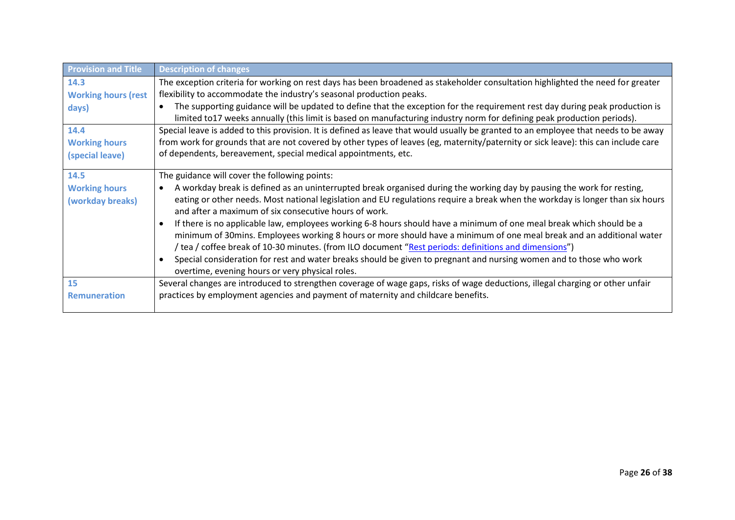| Provision and Title | Description of changes |
|---|---|
| **14.3 Working hours (rest days)** | The exception criteria for working on rest days has been broadened as stakeholder consultation highlighted the need for greater flexibility to accommodate the industry's seasonal production peaks.<br>• The supporting guidance will be updated to define that the exception for the requirement rest day during peak production is limited to17 weeks annually (this limit is based on manufacturing industry norm for defining peak production periods). |
| **14.4 Working hours (special leave)** | Special leave is added to this provision. It is defined as leave that would usually be granted to an employee that needs to be away from work for grounds that are not covered by other types of leaves (eg, maternity/paternity or sick leave): this can include care of dependents, bereavement, special medical appointments, etc. |
| **14.5 Working hours (workday breaks)** | The guidance will cover the following points:<br>• A workday break is defined as an uninterrupted break organised during the working day by pausing the work for resting, eating or other needs. Most national legislation and EU regulations require a break when the workday is longer than six hours and after a maximum of six consecutive hours of work.<br>• If there is no applicable law, employees working 6-8 hours should have a minimum of one meal break which should be a minimum of 30mins. Employees working 8 hours or more should have a minimum of one meal break and an additional water / tea / coffee break of 10-30 minutes. (from ILO document "Rest periods: definitions and dimensions")<br>• Special consideration for rest and water breaks should be given to pregnant and nursing women and to those who work overtime, evening hours or very physical roles. |
| **15 Remuneration** | Several changes are introduced to strengthen coverage of wage gaps, risks of wage deductions, illegal charging or other unfair practices by employment agencies and payment of maternity and childcare benefits. |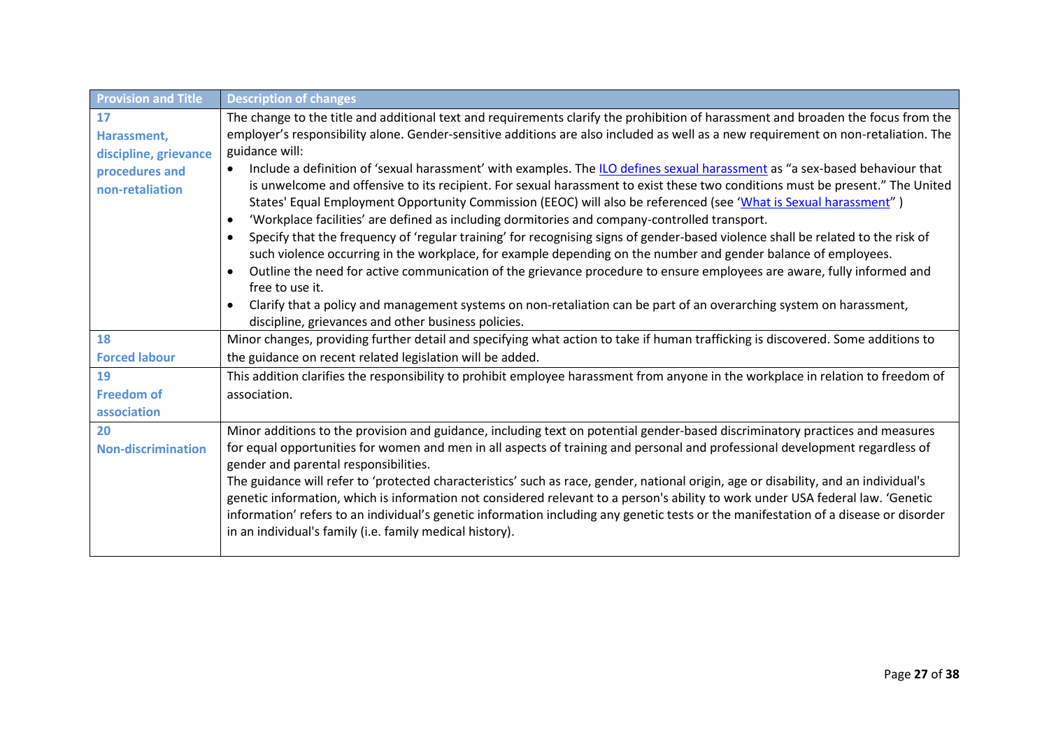| Provision and Title | Description of changes |
|---|---|
| **17** **Harassment, discipline, grievance procedures and non-retaliation** | The change to the title and additional text and requirements clarify the prohibition of harassment and broaden the focus from the employer's responsibility alone. Gender-sensitive additions are also included as well as a new requirement on non-retaliation. The guidance will: <br>• Include a definition of 'sexual harassment' with examples. The ILO defines sexual harassment as "a sex-based behaviour that is unwelcome and offensive to its recipient. For sexual harassment to exist these two conditions must be present." The United States' Equal Employment Opportunity Commission (EEOC) will also be referenced (see 'What is Sexual harassment" ) <br>• 'Workplace facilities' are defined as including dormitories and company-controlled transport. <br>• Specify that the frequency of 'regular training' for recognising signs of gender-based violence shall be related to the risk of such violence occurring in the workplace, for example depending on the number and gender balance of employees. <br>• Outline the need for active communication of the grievance procedure to ensure employees are aware, fully informed and free to use it. <br>• Clarify that a policy and management systems on non-retaliation can be part of an overarching system on harassment, discipline, grievances and other business policies. |
| **18** **Forced labour** | Minor changes, providing further detail and specifying what action to take if human trafficking is discovered. Some additions to the guidance on recent related legislation will be added. |
| **19** **Freedom of association** | This addition clarifies the responsibility to prohibit employee harassment from anyone in the workplace in relation to freedom of association. |
| **20** **Non-discrimination** | Minor additions to the provision and guidance, including text on potential gender-based discriminatory practices and measures for equal opportunities for women and men in all aspects of training and personal and professional development regardless of gender and parental responsibilities. <br>The guidance will refer to 'protected characteristics' such as race, gender, national origin, age or disability, and an individual's genetic information, which is information not considered relevant to a person's ability to work under USA federal law. 'Genetic information' refers to an individual's genetic information including any genetic tests or the manifestation of a disease or disorder in an individual's family (i.e. family medical history). |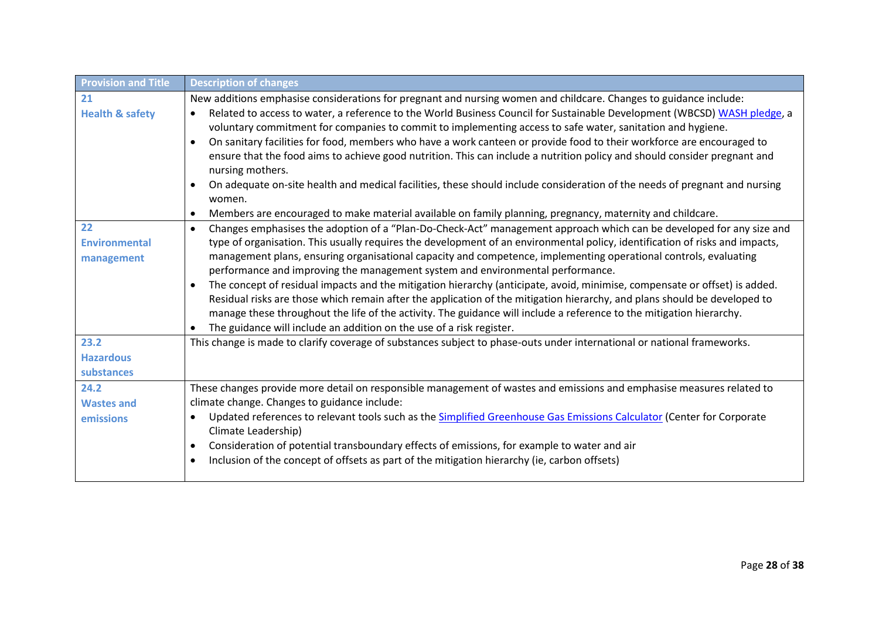| Provision and Title | Description of changes |
|---|---|
| **21** **Health & safety** | New additions emphasise considerations for pregnant and nursing women and childcare. Changes to guidance include: <br>• Related to access to water, a reference to the World Business Council for Sustainable Development (WBCSD) WASH pledge, a voluntary commitment for companies to commit to implementing access to safe water, sanitation and hygiene. <br>• On sanitary facilities for food, members who have a work canteen or provide food to their workforce are encouraged to ensure that the food aims to achieve good nutrition. This can include a nutrition policy and should consider pregnant and nursing mothers. <br>• On adequate on-site health and medical facilities, these should include consideration of the needs of pregnant and nursing women. <br>• Members are encouraged to make material available on family planning, pregnancy, maternity and childcare. |
| **22** **Environmental management** | • Changes emphasises the adoption of a "Plan-Do-Check-Act" management approach which can be developed for any size and type of organisation. This usually requires the development of an environmental policy, identification of risks and impacts, management plans, ensuring organisational capacity and competence, implementing operational controls, evaluating performance and improving the management system and environmental performance. <br>• The concept of residual impacts and the mitigation hierarchy (anticipate, avoid, minimise, compensate or offset) is added. Residual risks are those which remain after the application of the mitigation hierarchy, and plans should be developed to manage these throughout the life of the activity. The guidance will include a reference to the mitigation hierarchy. <br>• The guidance will include an addition on the use of a risk register. |
| **23.2** **Hazardous substances** | This change is made to clarify coverage of substances subject to phase-outs under international or national frameworks. |
| **24.2** **Wastes and emissions** | These changes provide more detail on responsible management of wastes and emissions and emphasise measures related to climate change. Changes to guidance include: <br>• Updated references to relevant tools such as the Simplified Greenhouse Gas Emissions Calculator (Center for Corporate Climate Leadership) <br>• Consideration of potential transboundary effects of emissions, for example to water and air <br>• Inclusion of the concept of offsets as part of the mitigation hierarchy (ie, carbon offsets) |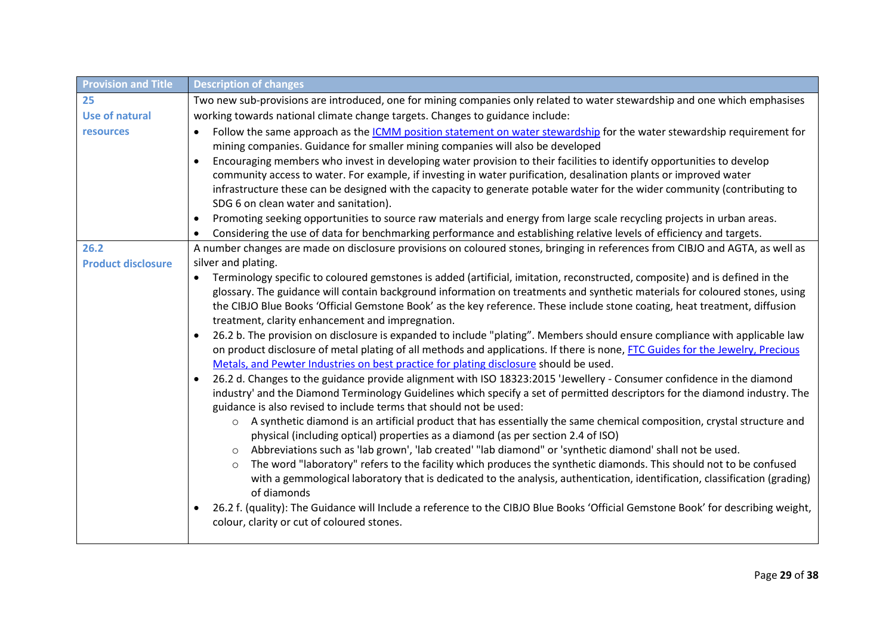| Provision and Title | Description of changes |
|---|---|
| **25**<br>**Use of natural resources** | Two new sub-provisions are introduced, one for mining companies only related to water stewardship and one which emphasises working towards national climate change targets. Changes to guidance include:<br>• Follow the same approach as the ICMM position statement on water stewardship for the water stewardship requirement for mining companies. Guidance for smaller mining companies will also be developed<br>• Encouraging members who invest in developing water provision to their facilities to identify opportunities to develop community access to water. For example, if investing in water purification, desalination plants or improved water infrastructure these can be designed with the capacity to generate potable water for the wider community (contributing to SDG 6 on clean water and sanitation).<br>• Promoting seeking opportunities to source raw materials and energy from large scale recycling projects in urban areas.<br>• Considering the use of data for benchmarking performance and establishing relative levels of efficiency and targets. |
| **26.2**<br>**Product disclosure** | A number changes are made on disclosure provisions on coloured stones, bringing in references from CIBJO and AGTA, as well as silver and plating.<br>• Terminology specific to coloured gemstones is added (artificial, imitation, reconstructed, composite) and is defined in the glossary. The guidance will contain background information on treatments and synthetic materials for coloured stones, using the CIBJO Blue Books 'Official Gemstone Book' as the key reference. These include stone coating, heat treatment, diffusion treatment, clarity enhancement and impregnation.<br>• 26.2 b. The provision on disclosure is expanded to include "plating". Members should ensure compliance with applicable law on product disclosure of metal plating of all methods and applications. If there is none, FTC Guides for the Jewelry, Precious Metals, and Pewter Industries on best practice for plating disclosure should be used.<br>• 26.2 d. Changes to the guidance provide alignment with ISO 18323:2015 'Jewellery - Consumer confidence in the diamond industry' and the Diamond Terminology Guidelines which specify a set of permitted descriptors for the diamond industry. The guidance is also revised to include terms that should not be used:<br>&nbsp;&nbsp;&nbsp;&nbsp;○ A synthetic diamond is an artificial product that has essentially the same chemical composition, crystal structure and physical (including optical) properties as a diamond (as per section 2.4 of ISO)<br>&nbsp;&nbsp;&nbsp;&nbsp;○ Abbreviations such as 'lab grown', 'lab created' "lab diamond" or 'synthetic diamond' shall not be used.<br>&nbsp;&nbsp;&nbsp;&nbsp;○ The word "laboratory" refers to the facility which produces the synthetic diamonds. This should not to be confused with a gemmological laboratory that is dedicated to the analysis, authentication, identification, classification (grading) of diamonds<br>• 26.2 f. (quality): The Guidance will Include a reference to the CIBJO Blue Books 'Official Gemstone Book' for describing weight, colour, clarity or cut of coloured stones. |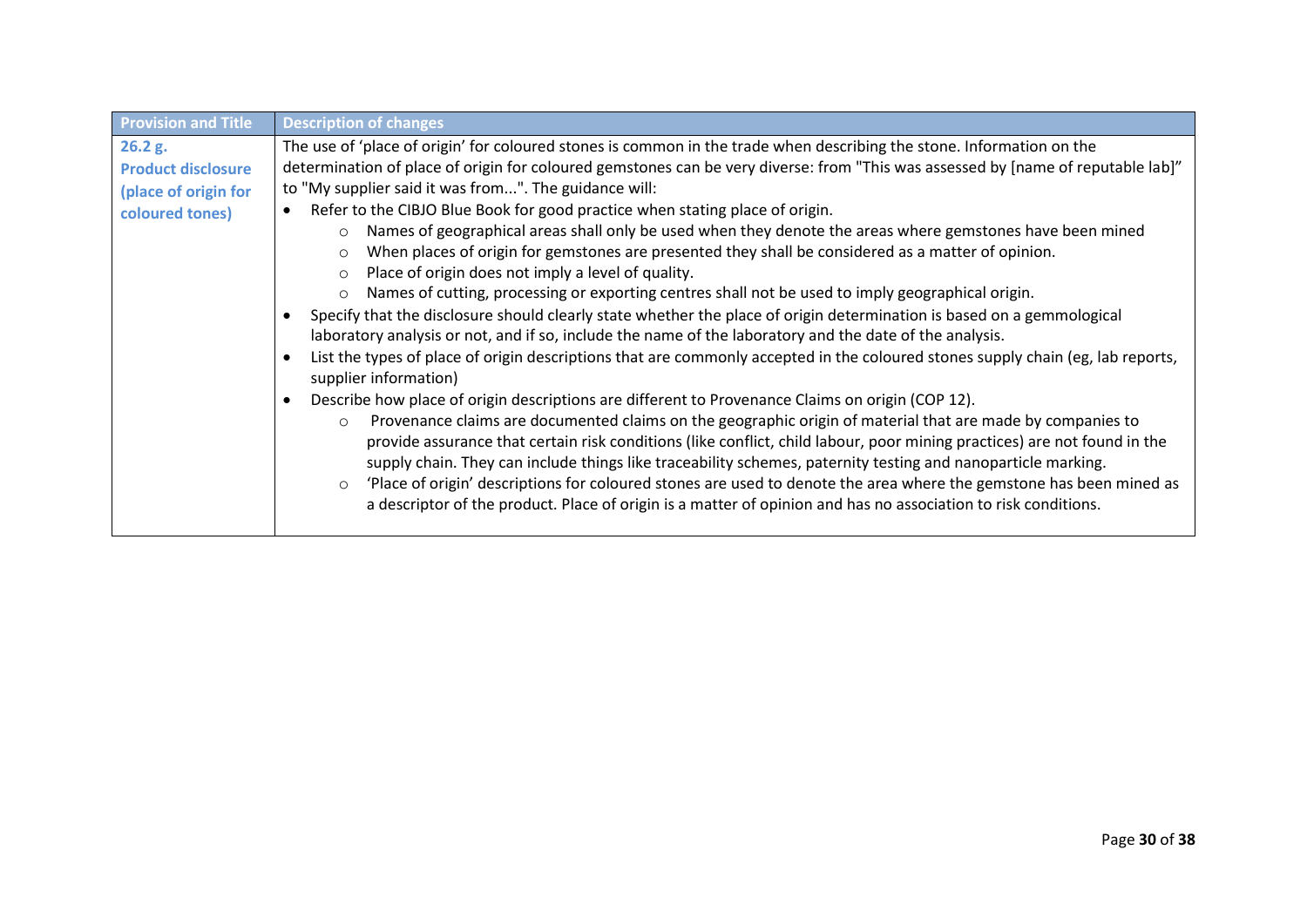| Provision and Title | Description of changes |
|---|---|
| **26.2 g. Product disclosure (place of origin for coloured tones)** | The use of 'place of origin' for coloured stones is common in the trade when describing the stone. Information on the determination of place of origin for coloured gemstones can be very diverse: from "This was assessed by [name of reputable lab]" to "My supplier said it was from...". The guidance will:<br>• Refer to the CIBJO Blue Book for good practice when stating place of origin.<br>&nbsp;&nbsp;&nbsp;&nbsp;○ Names of geographical areas shall only be used when they denote the areas where gemstones have been mined<br>&nbsp;&nbsp;&nbsp;&nbsp;○ When places of origin for gemstones are presented they shall be considered as a matter of opinion.<br>&nbsp;&nbsp;&nbsp;&nbsp;○ Place of origin does not imply a level of quality.<br>&nbsp;&nbsp;&nbsp;&nbsp;○ Names of cutting, processing or exporting centres shall not be used to imply geographical origin.<br>• Specify that the disclosure should clearly state whether the place of origin determination is based on a gemmological laboratory analysis or not, and if so, include the name of the laboratory and the date of the analysis.<br>• List the types of place of origin descriptions that are commonly accepted in the coloured stones supply chain (eg, lab reports, supplier information)<br>• Describe how place of origin descriptions are different to Provenance Claims on origin (COP 12).<br>&nbsp;&nbsp;&nbsp;&nbsp;○ Provenance claims are documented claims on the geographic origin of material that are made by companies to provide assurance that certain risk conditions (like conflict, child labour, poor mining practices) are not found in the supply chain. They can include things like traceability schemes, paternity testing and nanoparticle marking.<br>&nbsp;&nbsp;&nbsp;&nbsp;○ 'Place of origin' descriptions for coloured stones are used to denote the area where the gemstone has been mined as a descriptor of the product. Place of origin is a matter of opinion and has no association to risk conditions. |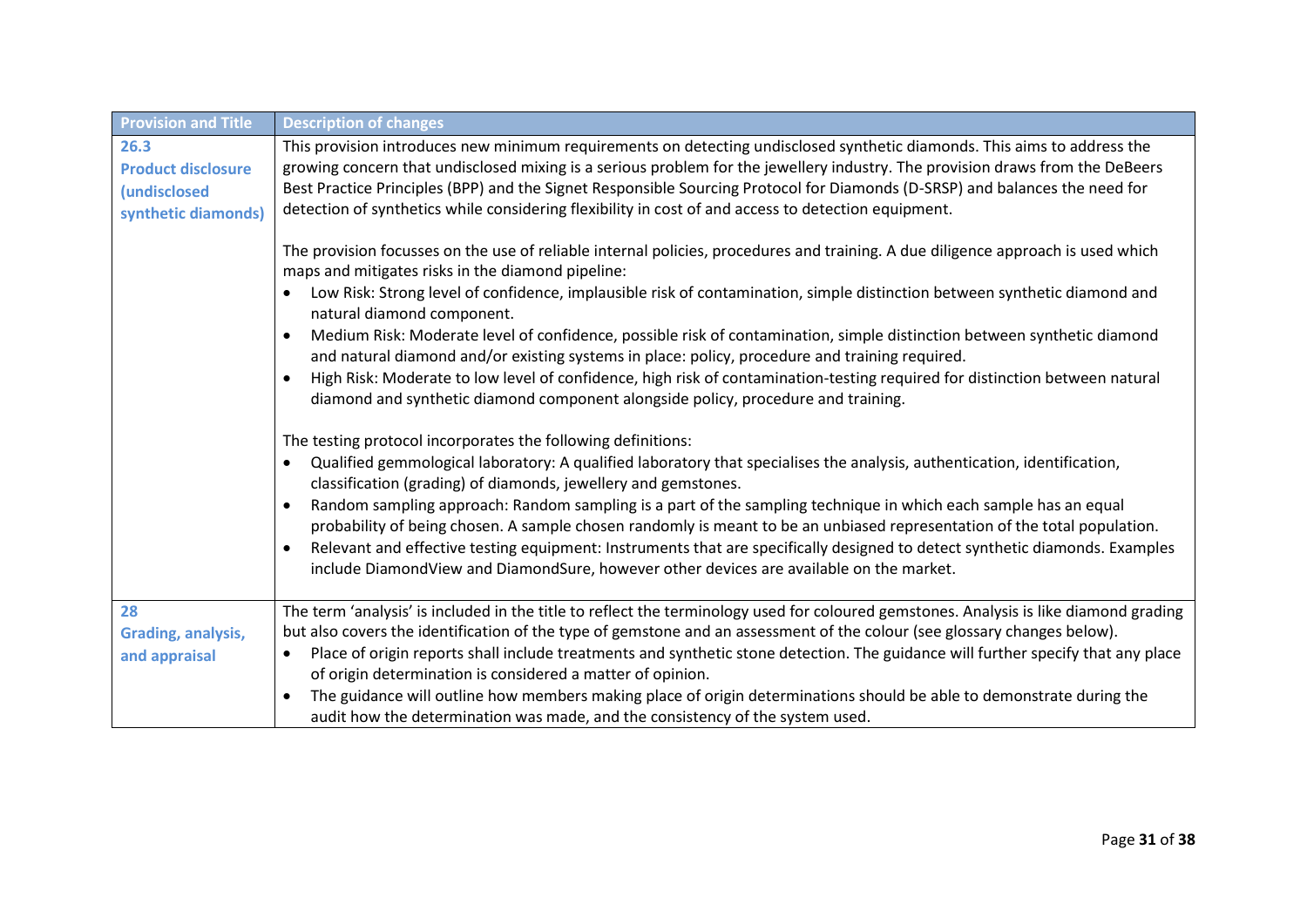| Provision and Title | Description of changes |
|---|---|
| **26.3 Product disclosure (undisclosed synthetic diamonds)** | This provision introduces new minimum requirements on detecting undisclosed synthetic diamonds. This aims to address the growing concern that undisclosed mixing is a serious problem for the jewellery industry. The provision draws from the DeBeers Best Practice Principles (BPP) and the Signet Responsible Sourcing Protocol for Diamonds (D-SRSP) and balances the need for detection of synthetics while considering flexibility in cost of and access to detection equipment.<br><br>The provision focusses on the use of reliable internal policies, procedures and training. A due diligence approach is used which maps and mitigates risks in the diamond pipeline:<br>• Low Risk: Strong level of confidence, implausible risk of contamination, simple distinction between synthetic diamond and natural diamond component.<br>• Medium Risk: Moderate level of confidence, possible risk of contamination, simple distinction between synthetic diamond and natural diamond and/or existing systems in place: policy, procedure and training required.<br>• High Risk: Moderate to low level of confidence, high risk of contamination-testing required for distinction between natural diamond and synthetic diamond component alongside policy, procedure and training.<br><br>The testing protocol incorporates the following definitions:<br>• Qualified gemmological laboratory: A qualified laboratory that specialises the analysis, authentication, identification, classification (grading) of diamonds, jewellery and gemstones.<br>• Random sampling approach: Random sampling is a part of the sampling technique in which each sample has an equal probability of being chosen. A sample chosen randomly is meant to be an unbiased representation of the total population.<br>• Relevant and effective testing equipment: Instruments that are specifically designed to detect synthetic diamonds. Examples include DiamondView and DiamondSure, however other devices are available on the market. |
| **28 Grading, analysis, and appraisal** | The term 'analysis' is included in the title to reflect the terminology used for coloured gemstones. Analysis is like diamond grading but also covers the identification of the type of gemstone and an assessment of the colour (see glossary changes below).<br>• Place of origin reports shall include treatments and synthetic stone detection. The guidance will further specify that any place of origin determination is considered a matter of opinion.<br>• The guidance will outline how members making place of origin determinations should be able to demonstrate during the audit how the determination was made, and the consistency of the system used. |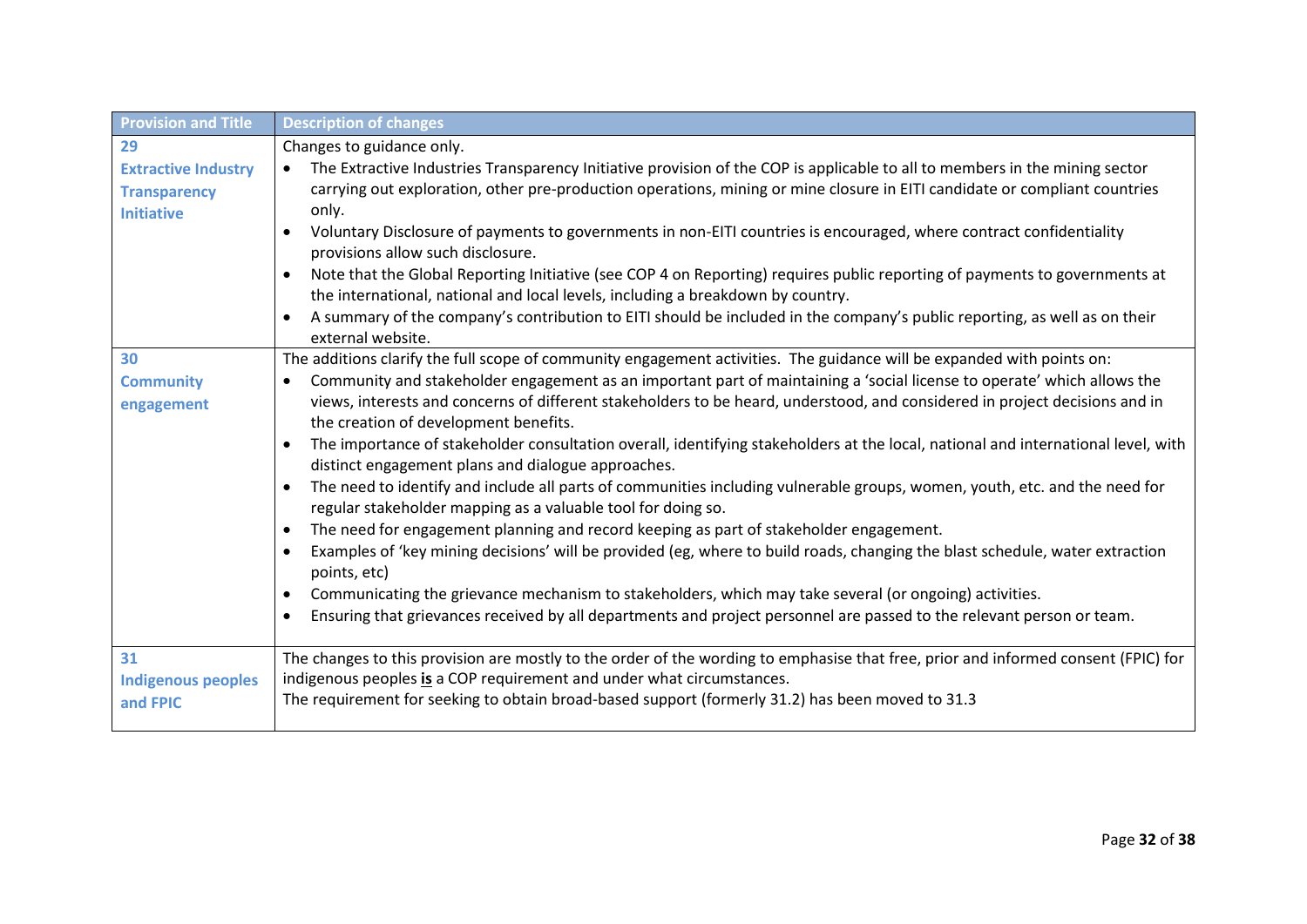| Provision and Title | Description of changes |
|---|---|
| **29 Extractive Industry Transparency Initiative** | Changes to guidance only.<br>• The Extractive Industries Transparency Initiative provision of the COP is applicable to all to members in the mining sector carrying out exploration, other pre-production operations, mining or mine closure in EITI candidate or compliant countries only.<br>• Voluntary Disclosure of payments to governments in non-EITI countries is encouraged, where contract confidentiality provisions allow such disclosure.<br>• Note that the Global Reporting Initiative (see COP 4 on Reporting) requires public reporting of payments to governments at the international, national and local levels, including a breakdown by country.<br>• A summary of the company's contribution to EITI should be included in the company's public reporting, as well as on their external website. |
| **30 Community engagement** | The additions clarify the full scope of community engagement activities. The guidance will be expanded with points on:<br>• Community and stakeholder engagement as an important part of maintaining a 'social license to operate' which allows the views, interests and concerns of different stakeholders to be heard, understood, and considered in project decisions and in the creation of development benefits.<br>• The importance of stakeholder consultation overall, identifying stakeholders at the local, national and international level, with distinct engagement plans and dialogue approaches.<br>• The need to identify and include all parts of communities including vulnerable groups, women, youth, etc. and the need for regular stakeholder mapping as a valuable tool for doing so.<br>• The need for engagement planning and record keeping as part of stakeholder engagement.<br>• Examples of 'key mining decisions' will be provided (eg, where to build roads, changing the blast schedule, water extraction points, etc)<br>• Communicating the grievance mechanism to stakeholders, which may take several (or ongoing) activities.<br>• Ensuring that grievances received by all departments and project personnel are passed to the relevant person or team. |
| **31 Indigenous peoples and FPIC** | The changes to this provision are mostly to the order of the wording to emphasise that free, prior and informed consent (FPIC) for indigenous peoples **is** a COP requirement and under what circumstances.<br>The requirement for seeking to obtain broad-based support (formerly 31.2) has been moved to 31.3 |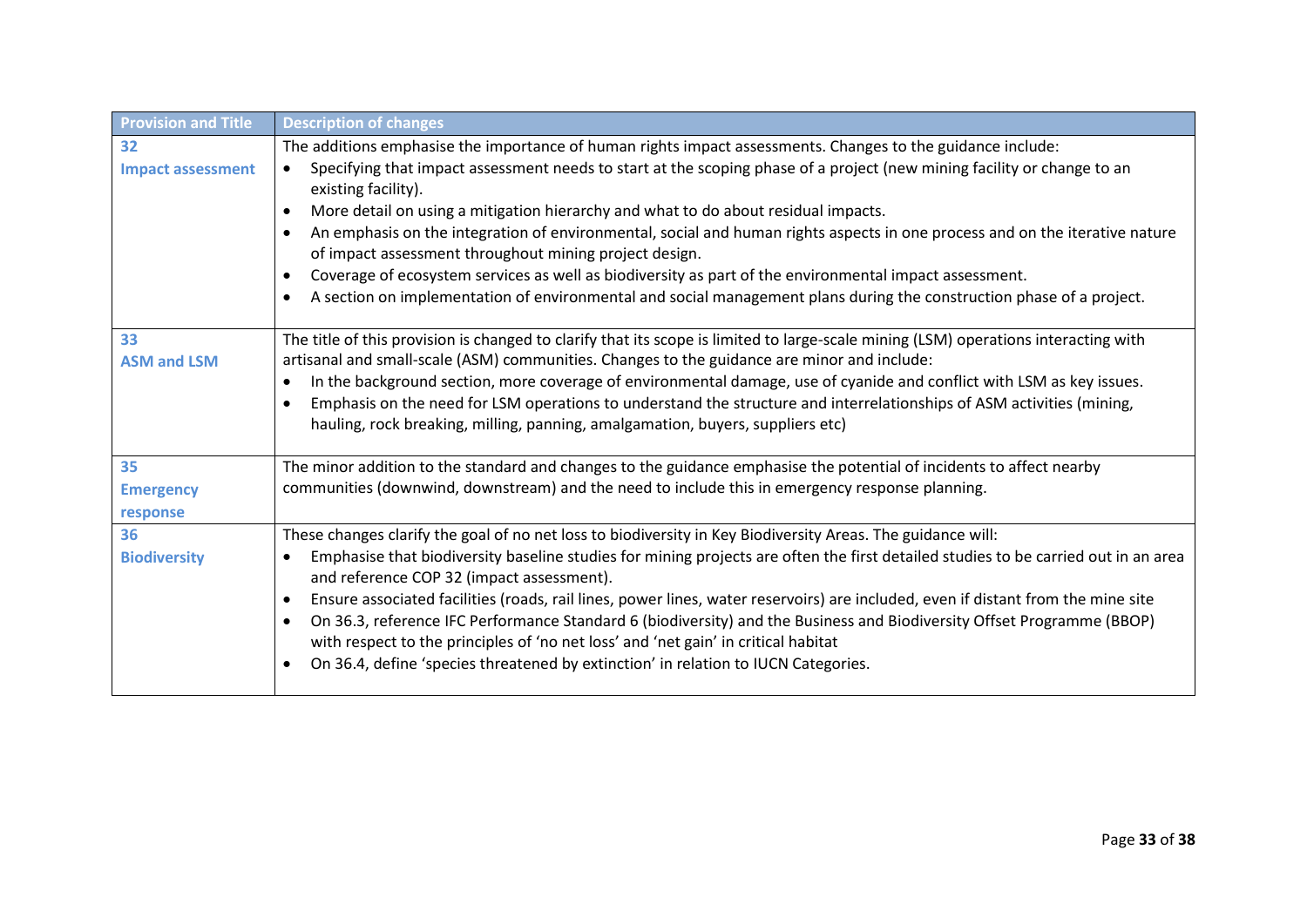| Provision and Title | Description of changes |
|---|---|
| **32** **Impact assessment** | The additions emphasise the importance of human rights impact assessments. Changes to the guidance include: <br>• Specifying that impact assessment needs to start at the scoping phase of a project (new mining facility or change to an existing facility). <br>• More detail on using a mitigation hierarchy and what to do about residual impacts. <br>• An emphasis on the integration of environmental, social and human rights aspects in one process and on the iterative nature of impact assessment throughout mining project design. <br>• Coverage of ecosystem services as well as biodiversity as part of the environmental impact assessment. <br>• A section on implementation of environmental and social management plans during the construction phase of a project. |
| **33** **ASM and LSM** | The title of this provision is changed to clarify that its scope is limited to large-scale mining (LSM) operations interacting with artisanal and small-scale (ASM) communities. Changes to the guidance are minor and include: <br>• In the background section, more coverage of environmental damage, use of cyanide and conflict with LSM as key issues. <br>• Emphasis on the need for LSM operations to understand the structure and interrelationships of ASM activities (mining, hauling, rock breaking, milling, panning, amalgamation, buyers, suppliers etc) |
| **35** **Emergency response** | The minor addition to the standard and changes to the guidance emphasise the potential of incidents to affect nearby communities (downwind, downstream) and the need to include this in emergency response planning. |
| **36** **Biodiversity** | These changes clarify the goal of no net loss to biodiversity in Key Biodiversity Areas. The guidance will: <br>• Emphasise that biodiversity baseline studies for mining projects are often the first detailed studies to be carried out in an area and reference COP 32 (impact assessment). <br>• Ensure associated facilities (roads, rail lines, power lines, water reservoirs) are included, even if distant from the mine site <br>• On 36.3, reference IFC Performance Standard 6 (biodiversity) and the Business and Biodiversity Offset Programme (BBOP) with respect to the principles of 'no net loss' and 'net gain' in critical habitat <br>• On 36.4, define 'species threatened by extinction' in relation to IUCN Categories. |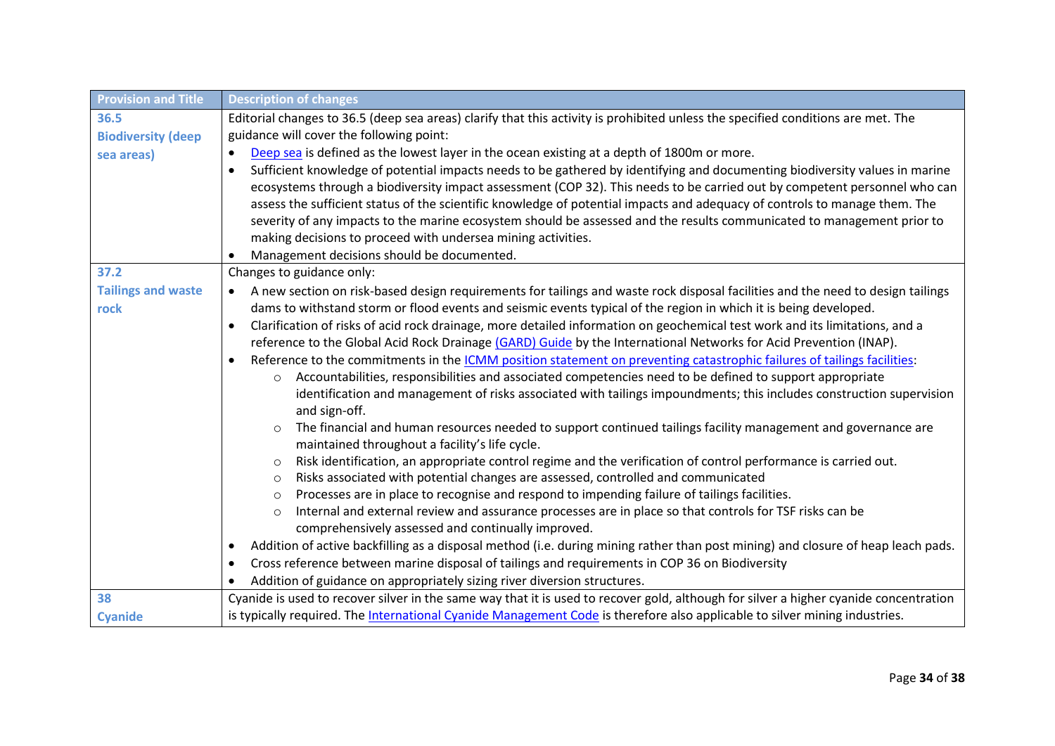| Provision and Title | Description of changes |
|---|---|
| **36.5** **Biodiversity (deep sea areas)** | Editorial changes to 36.5 (deep sea areas) clarify that this activity is prohibited unless the specified conditions are met. The guidance will cover the following point: <br>• Deep sea is defined as the lowest layer in the ocean existing at a depth of 1800m or more.<br>• Sufficient knowledge of potential impacts needs to be gathered by identifying and documenting biodiversity values in marine ecosystems through a biodiversity impact assessment (COP 32). This needs to be carried out by competent personnel who can assess the sufficient status of the scientific knowledge of potential impacts and adequacy of controls to manage them. The severity of any impacts to the marine ecosystem should be assessed and the results communicated to management prior to making decisions to proceed with undersea mining activities.<br>• Management decisions should be documented. |
| **37.2** **Tailings and waste rock** | Changes to guidance only:<br>• A new section on risk-based design requirements for tailings and waste rock disposal facilities and the need to design tailings dams to withstand storm or flood events and seismic events typical of the region in which it is being developed.<br>• Clarification of risks of acid rock drainage, more detailed information on geochemical test work and its limitations, and a reference to the Global Acid Rock Drainage (GARD) Guide by the International Networks for Acid Prevention (INAP).<br>• Reference to the commitments in the ICMM position statement on preventing catastrophic failures of tailings facilities:<br>&nbsp;&nbsp;&nbsp;&nbsp;○ Accountabilities, responsibilities and associated competencies need to be defined to support appropriate identification and management of risks associated with tailings impoundments; this includes construction supervision and sign-off.<br>&nbsp;&nbsp;&nbsp;&nbsp;○ The financial and human resources needed to support continued tailings facility management and governance are maintained throughout a facility's life cycle.<br>&nbsp;&nbsp;&nbsp;&nbsp;○ Risk identification, an appropriate control regime and the verification of control performance is carried out.<br>&nbsp;&nbsp;&nbsp;&nbsp;○ Risks associated with potential changes are assessed, controlled and communicated<br>&nbsp;&nbsp;&nbsp;&nbsp;○ Processes are in place to recognise and respond to impending failure of tailings facilities.<br>&nbsp;&nbsp;&nbsp;&nbsp;○ Internal and external review and assurance processes are in place so that controls for TSF risks can be comprehensively assessed and continually improved.<br>• Addition of active backfilling as a disposal method (i.e. during mining rather than post mining) and closure of heap leach pads.<br>• Cross reference between marine disposal of tailings and requirements in COP 36 on Biodiversity<br>• Addition of guidance on appropriately sizing river diversion structures. |
| **38** **Cyanide** | Cyanide is used to recover silver in the same way that it is used to recover gold, although for silver a higher cyanide concentration is typically required. The International Cyanide Management Code is therefore also applicable to silver mining industries. |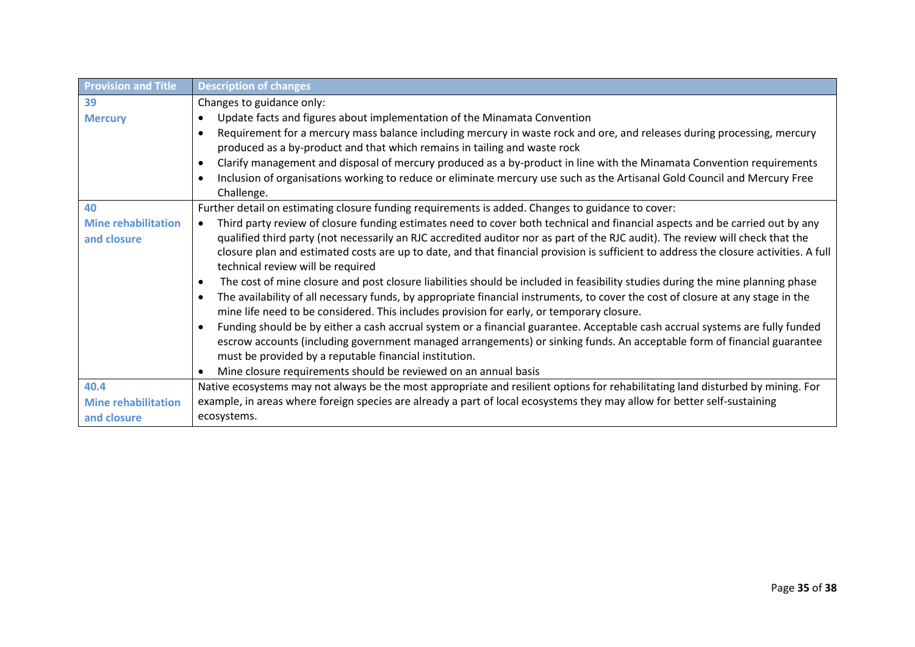| Provision and Title | Description of changes |
|---|---|
| **39**<br>**Mercury** | Changes to guidance only:<br>• Update facts and figures about implementation of the Minamata Convention<br>• Requirement for a mercury mass balance including mercury in waste rock and ore, and releases during processing, mercury produced as a by-product and that which remains in tailing and waste rock<br>• Clarify management and disposal of mercury produced as a by-product in line with the Minamata Convention requirements<br>• Inclusion of organisations working to reduce or eliminate mercury use such as the Artisanal Gold Council and Mercury Free Challenge. |
| **40**<br>**Mine rehabilitation and closure** | Further detail on estimating closure funding requirements is added. Changes to guidance to cover:<br>• Third party review of closure funding estimates need to cover both technical and financial aspects and be carried out by any qualified third party (not necessarily an RJC accredited auditor nor as part of the RJC audit). The review will check that the closure plan and estimated costs are up to date, and that financial provision is sufficient to address the closure activities. A full technical review will be required<br>• The cost of mine closure and post closure liabilities should be included in feasibility studies during the mine planning phase<br>• The availability of all necessary funds, by appropriate financial instruments, to cover the cost of closure at any stage in the mine life need to be considered. This includes provision for early, or temporary closure.<br>• Funding should be by either a cash accrual system or a financial guarantee. Acceptable cash accrual systems are fully funded escrow accounts (including government managed arrangements) or sinking funds. An acceptable form of financial guarantee must be provided by a reputable financial institution.<br>• Mine closure requirements should be reviewed on an annual basis |
| **40.4**<br>**Mine rehabilitation and closure** | Native ecosystems may not always be the most appropriate and resilient options for rehabilitating land disturbed by mining. For example, in areas where foreign species are already a part of local ecosystems they may allow for better self-sustaining ecosystems. |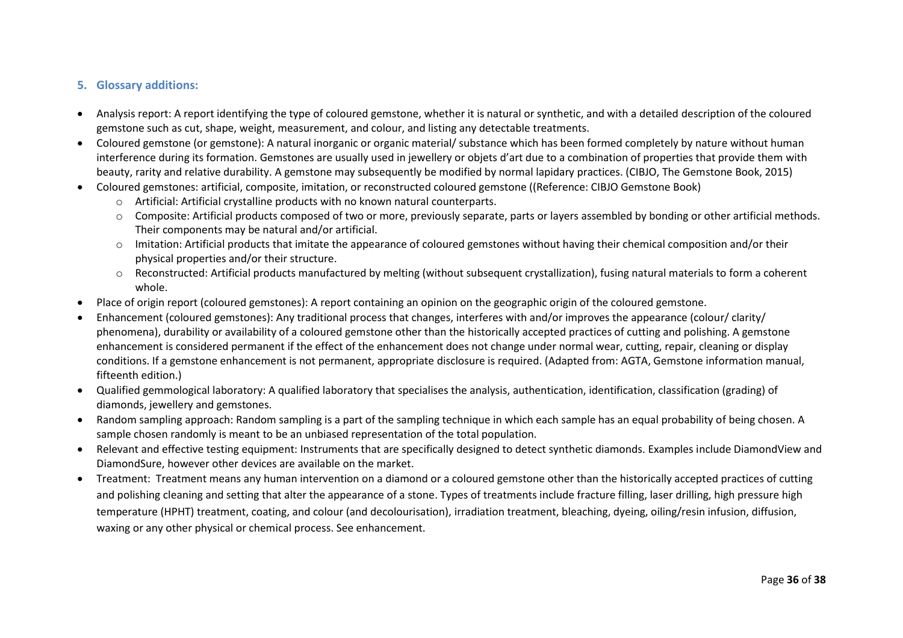## 5. Glossary additions:

- Analysis report: A report identifying the type of coloured gemstone, whether it is natural or synthetic, and with a detailed description of the coloured gemstone such as cut, shape, weight, measurement, and colour, and listing any detectable treatments.
- Coloured gemstone (or gemstone): A natural inorganic or organic material/ substance which has been formed completely by nature without human interference during its formation. Gemstones are usually used in jewellery or objets d'art due to a combination of properties that provide them with beauty, rarity and relative durability. A gemstone may subsequently be modified by normal lapidary practices. (CIBJO, The Gemstone Book, 2015)
- Coloured gemstones: artificial, composite, imitation, or reconstructed coloured gemstone ((Reference: CIBJO Gemstone Book)
  - Artificial: Artificial crystalline products with no known natural counterparts.
  - Composite: Artificial products composed of two or more, previously separate, parts or layers assembled by bonding or other artificial methods. Their components may be natural and/or artificial.
  - Imitation: Artificial products that imitate the appearance of coloured gemstones without having their chemical composition and/or their physical properties and/or their structure.
  - Reconstructed: Artificial products manufactured by melting (without subsequent crystallization), fusing natural materials to form a coherent whole.
- Place of origin report (coloured gemstones): A report containing an opinion on the geographic origin of the coloured gemstone.
- Enhancement (coloured gemstones): Any traditional process that changes, interferes with and/or improves the appearance (colour/ clarity/ phenomena), durability or availability of a coloured gemstone other than the historically accepted practices of cutting and polishing. A gemstone enhancement is considered permanent if the effect of the enhancement does not change under normal wear, cutting, repair, cleaning or display conditions. If a gemstone enhancement is not permanent, appropriate disclosure is required. (Adapted from: AGTA, Gemstone information manual, fifteenth edition.)
- Qualified gemmological laboratory: A qualified laboratory that specialises the analysis, authentication, identification, classification (grading) of diamonds, jewellery and gemstones.
- Random sampling approach: Random sampling is a part of the sampling technique in which each sample has an equal probability of being chosen. A sample chosen randomly is meant to be an unbiased representation of the total population.
- Relevant and effective testing equipment: Instruments that are specifically designed to detect synthetic diamonds. Examples include DiamondView and DiamondSure, however other devices are available on the market.
- Treatment: Treatment means any human intervention on a diamond or a coloured gemstone other than the historically accepted practices of cutting and polishing cleaning and setting that alter the appearance of a stone. Types of treatments include fracture filling, laser drilling, high pressure high temperature (HPHT) treatment, coating, and colour (and decolourisation), irradiation treatment, bleaching, dyeing, oiling/resin infusion, diffusion, waxing or any other physical or chemical process. See enhancement.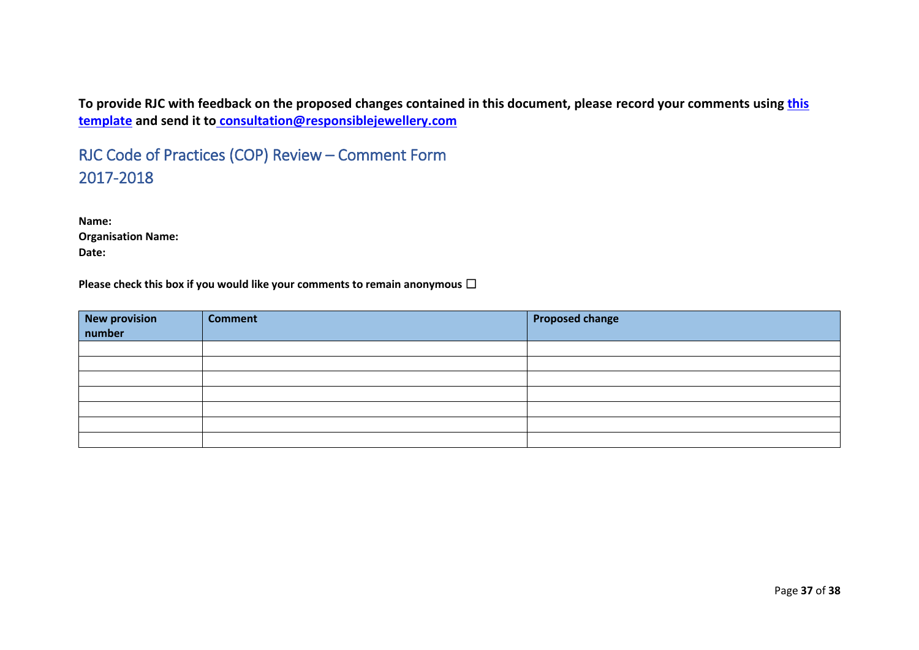**To provide RJC with feedback on the proposed changes contained in this document, please record your comments using [this template](#) and send it to [consultation@responsiblejewellery.com](mailto:consultation@responsiblejewellery.com)**

## RJC Code of Practices (COP) Review – Comment Form 2017-2018

**Name:**
**Organisation Name:**
**Date:**

**Please check this box if you would like your comments to remain anonymous ☐**

| New provision number | Comment | Proposed change |
|---|---|---|
| | | |
| | | |
| | | |
| | | |
| | | |
| | | |
| | | |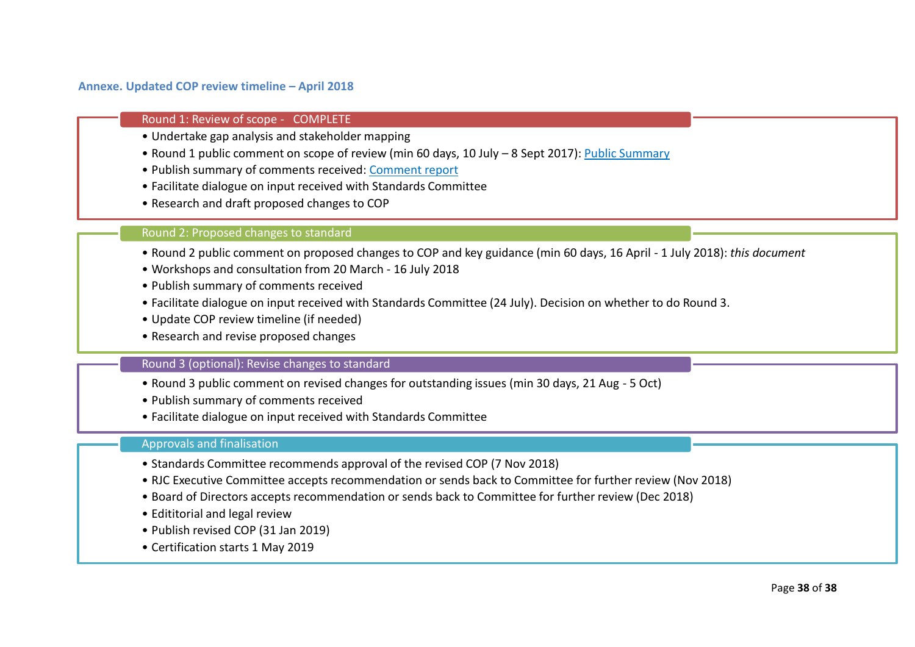**Annexe. Updated COP review timeline – April 2018**

### Round 1: Review of scope - COMPLETE

- Undertake gap analysis and stakeholder mapping
- Round 1 public comment on scope of review (min 60 days, 10 July – 8 Sept 2017): Public Summary
- Publish summary of comments received: Comment report
- Facilitate dialogue on input received with Standards Committee
- Research and draft proposed changes to COP

### Round 2: Proposed changes to standard

- Round 2 public comment on proposed changes to COP and key guidance (min 60 days, 16 April - 1 July 2018): *this document*
- Workshops and consultation from 20 March - 16 July 2018
- Publish summary of comments received
- Facilitate dialogue on input received with Standards Committee (24 July). Decision on whether to do Round 3.
- Update COP review timeline (if needed)
- Research and revise proposed changes

### Round 3 (optional): Revise changes to standard

- Round 3 public comment on revised changes for outstanding issues (min 30 days, 21 Aug - 5 Oct)
- Publish summary of comments received
- Facilitate dialogue on input received with Standards Committee

### Approvals and finalisation

- Standards Committee recommends approval of the revised COP (7 Nov 2018)
- RJC Executive Committee accepts recommendation or sends back to Committee for further review (Nov 2018)
- Board of Directors accepts recommendation or sends back to Committee for further review (Dec 2018)
- Edititorial and legal review
- Publish revised COP (31 Jan 2019)
- Certification starts 1 May 2019